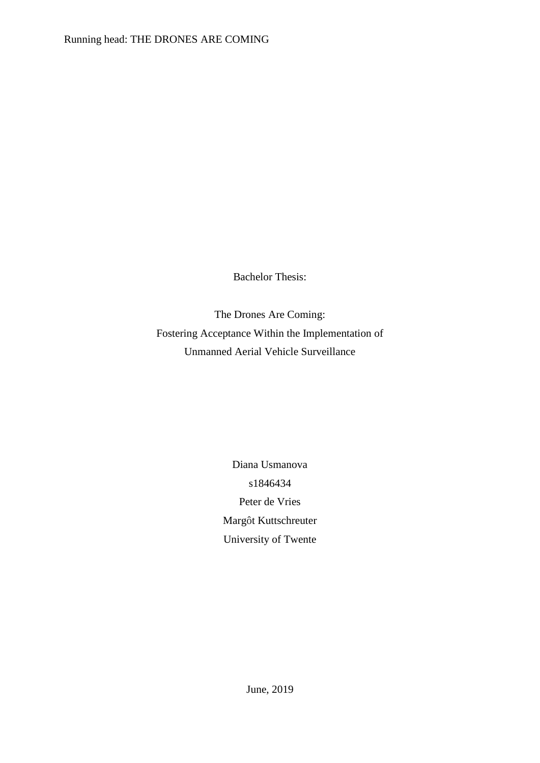Bachelor Thesis:

# The Drones Are Coming: Fostering Acceptance Within the Implementation of Unmanned Aerial Vehicle Surveillance

Diana Usmanova

s1846434

Peter de Vries

Margôt Kuttschreuter

University of Twente

June, 2019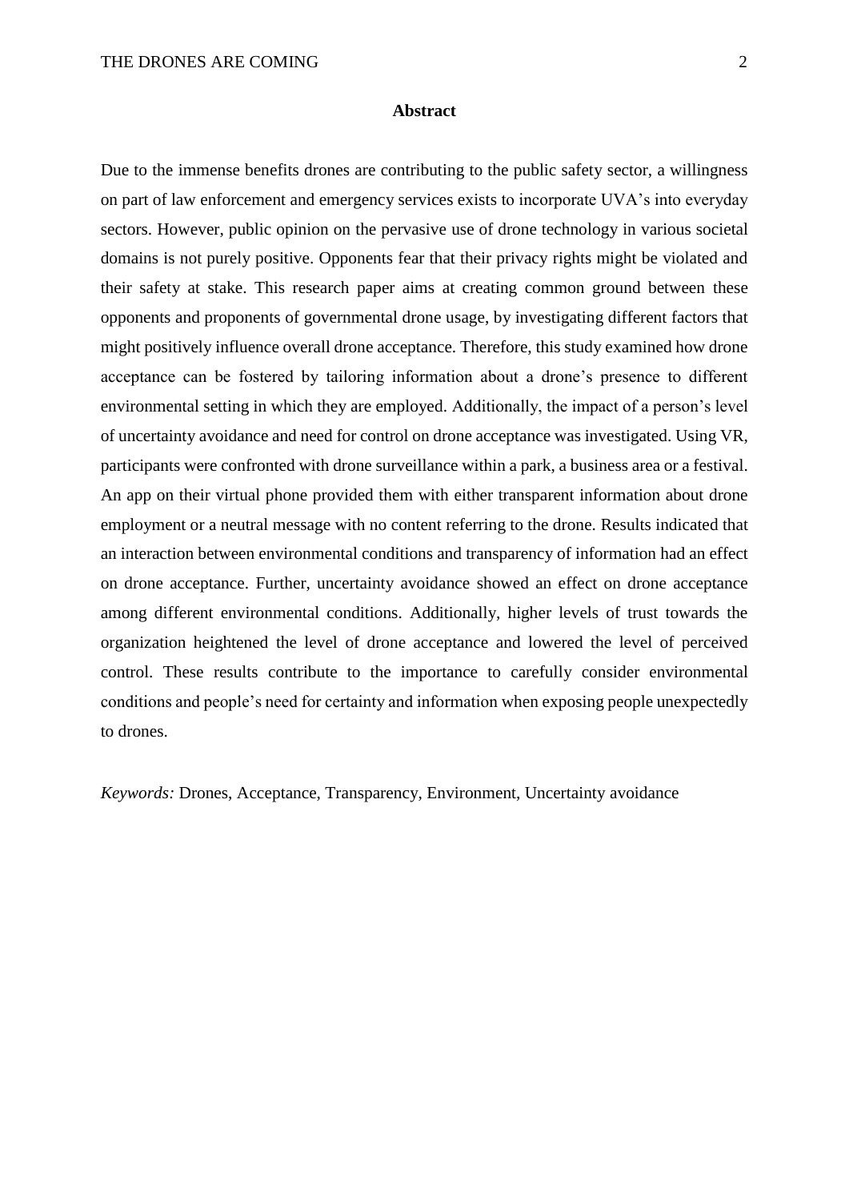## Abstract

Due to the immense benefits drones are contributing to the public safety sector, a willingness on part of law enforcement and emergency services exists to incorporate UVA's into everyday sectors. However, public opinion on the pervasive use of drone technology in various societal domains is not purely positive. Opponents fear that their privacy rights might be violated and their safety at stake. This research paper aims at creating common ground between these opponents and proponents of governmental drone usage, by investigating different factors that might positively influence overall drone acceptance. Therefore, this study examined how drone acceptance can be fostered by tailoring information about a drone's presence to different environmental setting in which they are employed. Additionally, the impact of a person's level of uncertainty avoidance and need for control on drone acceptance was investigated. Using VR, participants were confronted with drone surveillance within a park, a business area or a festival. An app on their virtual phone provided them with either transparent information about drone employment or a neutral message with no content referring to the drone. Results indicated that an interaction between environmental conditions and transparency of information had an effect on drone acceptance. Further, uncertainty avoidance showed an effect on drone acceptance among different environmental conditions. Additionally, higher levels of trust towards the organization heightened the level of drone acceptance and lowered the level of perceived control. These results contribute to the importance to carefully consider environmental conditions and people's need for certainty and information when exposing people unexpectedly to drones.

*Keywords:* Drones, Acceptance, Transparency, Environment, Uncertainty avoidance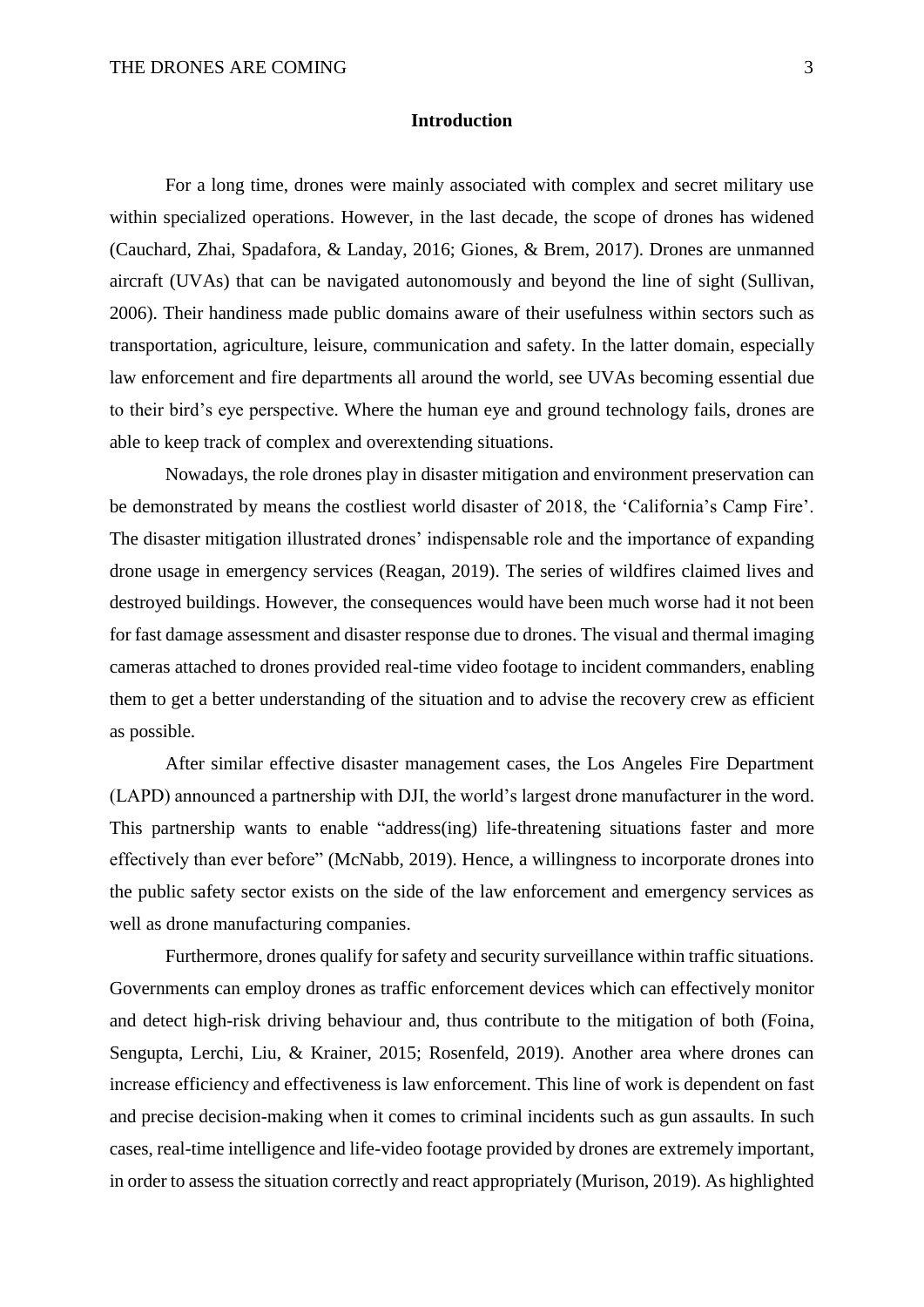## Introduction

For a long time, drones were mainly associated with complex and secret military use within specialized operations. However, in the last decade, the scope of drones has widened (Cauchard, Zhai, Spadafora, & Landay, 2016; Giones, & Brem, 2017). Drones are unmanned aircraft (UVAs) that can be navigated autonomously and beyond the line of sight (Sullivan, 2006). Their handiness made public domains aware of their usefulness within sectors such as transportation, agriculture, leisure, communication and safety. In the latter domain, especially law enforcement and fire departments all around the world, see UVAs becoming essential due to their bird's eye perspective. Where the human eye and ground technology fails, drones are able to keep track of complex and overextending situations.

Nowadays, the role drones play in disaster mitigation and environment preservation can be demonstrated by means the costliest world disaster of 2018, the 'California's Camp Fire'. The disaster mitigation illustrated drones' indispensable role and the importance of expanding drone usage in emergency services (Reagan, 2019). The series of wildfires claimed lives and destroyed buildings. However, the consequences would have been much worse had it not been for fast damage assessment and disaster response due to drones. The visual and thermal imaging cameras attached to drones provided real-time video footage to incident commanders, enabling them to get a better understanding of the situation and to advise the recovery crew as efficient as possible.

After similar effective disaster management cases, the Los Angeles Fire Department (LAPD) announced a partnership with DJI, the world's largest drone manufacturer in the word. This partnership wants to enable "address(ing) life-threatening situations faster and more effectively than ever before" (McNabb, 2019). Hence, a willingness to incorporate drones into the public safety sector exists on the side of the law enforcement and emergency services as well as drone manufacturing companies.

Furthermore, drones qualify for safety and security surveillance within traffic situations. Governments can employ drones as traffic enforcement devices which can effectively monitor and detect high-risk driving behaviour and, thus contribute to the mitigation of both (Foina, Sengupta, Lerchi, Liu, & Krainer, 2015; Rosenfeld, 2019). Another area where drones can increase efficiency and effectiveness is law enforcement. This line of work is dependent on fast and precise decision-making when it comes to criminal incidents such as gun assaults. In such cases, real-time intelligence and life-video footage provided by drones are extremely important, in order to assess the situation correctly and react appropriately (Murison, 2019). As highlighted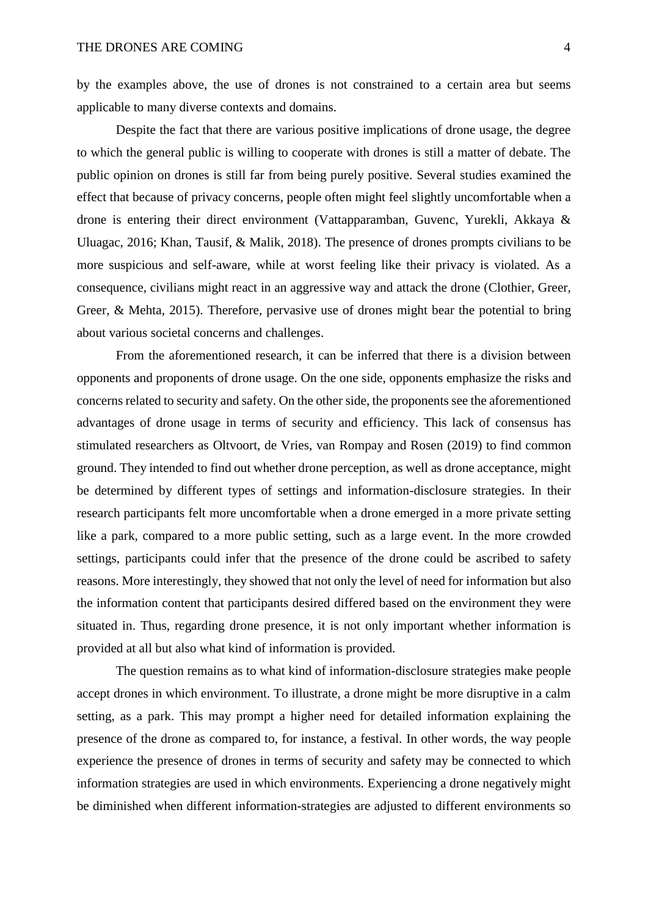by the examples above, the use of drones is not constrained to a certain area but seems applicable to many diverse contexts and domains.

Despite the fact that there are various positive implications of drone usage, the degree to which the general public is willing to cooperate with drones is still a matter of debate. The public opinion on drones is still far from being purely positive. Several studies examined the effect that because of privacy concerns, people often might feel slightly uncomfortable when a drone is entering their direct environment (Vattapparamban, Guvenc, Yurekli, Akkaya & Uluagac, 2016; Khan, Tausif, & Malik, 2018). The presence of drones prompts civilians to be more suspicious and self-aware, while at worst feeling like their privacy is violated. As a consequence, civilians might react in an aggressive way and attack the drone (Clothier, Greer, Greer, & Mehta, 2015). Therefore, pervasive use of drones might bear the potential to bring about various societal concerns and challenges.

From the aforementioned research, it can be inferred that there is a division between opponents and proponents of drone usage. On the one side, opponents emphasize the risks and concerns related to security and safety. On the other side, the proponents see the aforementioned advantages of drone usage in terms of security and efficiency. This lack of consensus has stimulated researchers as Oltvoort, de Vries, van Rompay and Rosen (2019) to find common ground. They intended to find out whether drone perception, as well as drone acceptance, might be determined by different types of settings and information-disclosure strategies. In their research participants felt more uncomfortable when a drone emerged in a more private setting like a park, compared to a more public setting, such as a large event. In the more crowded settings, participants could infer that the presence of the drone could be ascribed to safety reasons. More interestingly, they showed that not only the level of need for information but also the information content that participants desired differed based on the environment they were situated in. Thus, regarding drone presence, it is not only important whether information is provided at all but also what kind of information is provided.

The question remains as to what kind of information-disclosure strategies make people accept drones in which environment. To illustrate, a drone might be more disruptive in a calm setting, as a park. This may prompt a higher need for detailed information explaining the presence of the drone as compared to, for instance, a festival. In other words, the way people experience the presence of drones in terms of security and safety may be connected to which information strategies are used in which environments. Experiencing a drone negatively might be diminished when different information-strategies are adjusted to different environments so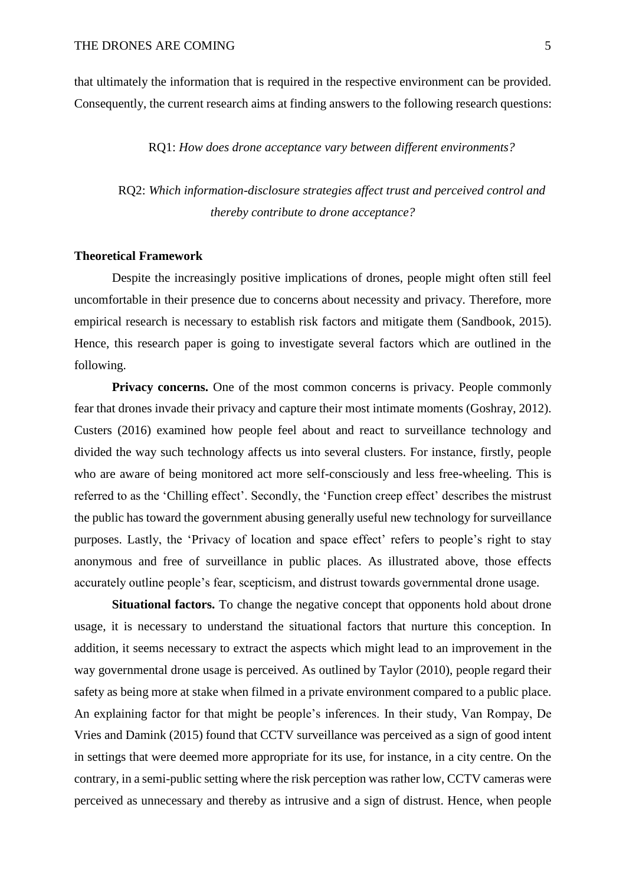that ultimately the information that is required in the respective environment can be provided. Consequently, the current research aims at finding answers to the following research questions:

RQ1: *How does drone acceptance vary between different environments?*

RQ2: *Which information-disclosure strategies affect trust and perceived control and thereby contribute to drone acceptance?*

## Theoretical Framework

Despite the increasingly positive implications of drones, people might often still feel uncomfortable in their presence due to concerns about necessity and privacy. Therefore, more empirical research is necessary to establish risk factors and mitigate them (Sandbook, 2015). Hence, this research paper is going to investigate several factors which are outlined in the following.

**Privacy concerns.** One of the most common concerns is privacy. People commonly fear that drones invade their privacy and capture their most intimate moments (Goshray, 2012). Custers (2016) examined how people feel about and react to surveillance technology and divided the way such technology affects us into several clusters. For instance, firstly, people who are aware of being monitored act more self-consciously and less free-wheeling. This is referred to as the 'Chilling effect'. Secondly, the 'Function creep effect' describes the mistrust the public has toward the government abusing generally useful new technology for surveillance purposes. Lastly, the 'Privacy of location and space effect' refers to people's right to stay anonymous and free of surveillance in public places. As illustrated above, those effects accurately outline people's fear, scepticism, and distrust towards governmental drone usage.

**Situational factors.** To change the negative concept that opponents hold about drone usage, it is necessary to understand the situational factors that nurture this conception. In addition, it seems necessary to extract the aspects which might lead to an improvement in the way governmental drone usage is perceived. As outlined by Taylor (2010), people regard their safety as being more at stake when filmed in a private environment compared to a public place. An explaining factor for that might be people's inferences. In their study, Van Rompay, De Vries and Damink (2015) found that CCTV surveillance was perceived as a sign of good intent in settings that were deemed more appropriate for its use, for instance, in a city centre. On the contrary, in a semi-public setting where the risk perception was rather low, CCTV cameras were perceived as unnecessary and thereby as intrusive and a sign of distrust. Hence, when people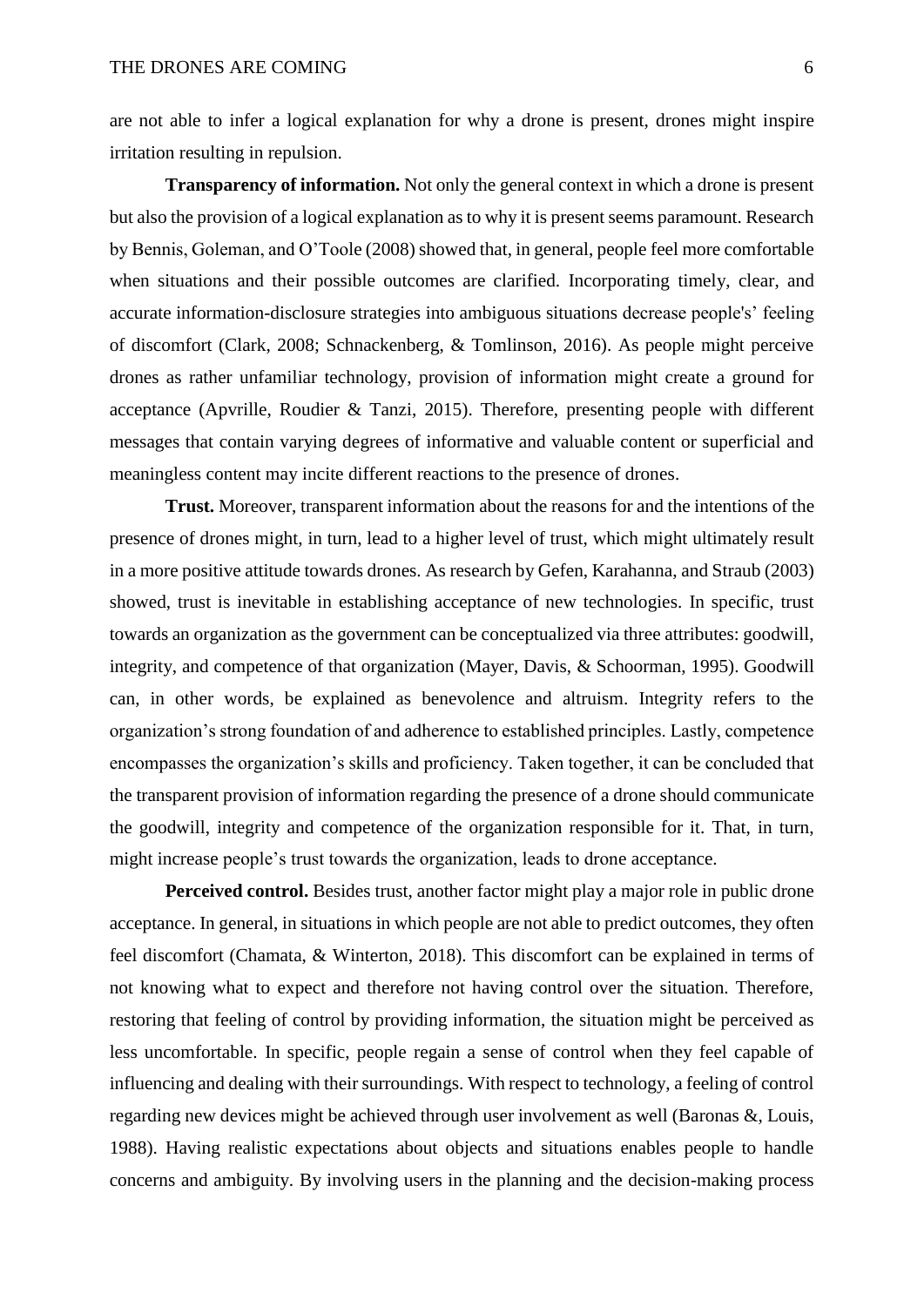are not able to infer a logical explanation for why a drone is present, drones might inspire irritation resulting in repulsion.

**Transparency of information.** Not only the general context in which a drone is present but also the provision of a logical explanation as to why it is present seems paramount. Research by Bennis, Goleman, and O'Toole (2008) showed that, in general, people feel more comfortable when situations and their possible outcomes are clarified. Incorporating timely, clear, and accurate information-disclosure strategies into ambiguous situations decrease people's' feeling of discomfort (Clark, 2008; Schnackenberg, & Tomlinson, 2016). As people might perceive drones as rather unfamiliar technology, provision of information might create a ground for acceptance (Apvrille, Roudier & Tanzi, 2015). Therefore, presenting people with different messages that contain varying degrees of informative and valuable content or superficial and meaningless content may incite different reactions to the presence of drones.

**Trust.** Moreover, transparent information about the reasons for and the intentions of the presence of drones might, in turn, lead to a higher level of trust, which might ultimately result in a more positive attitude towards drones. As research by Gefen, Karahanna, and Straub (2003) showed, trust is inevitable in establishing acceptance of new technologies. In specific, trust towards an organization as the government can be conceptualized via three attributes: goodwill, integrity, and competence of that organization (Mayer, Davis, & Schoorman, 1995). Goodwill can, in other words, be explained as benevolence and altruism. Integrity refers to the organization's strong foundation of and adherence to established principles. Lastly, competence encompasses the organization's skills and proficiency. Taken together, it can be concluded that the transparent provision of information regarding the presence of a drone should communicate the goodwill, integrity and competence of the organization responsible for it. That, in turn, might increase people's trust towards the organization, leads to drone acceptance.

**Perceived control.** Besides trust, another factor might play a major role in public drone acceptance. In general, in situations in which people are not able to predict outcomes, they often feel discomfort (Chamata, & Winterton, 2018). This discomfort can be explained in terms of not knowing what to expect and therefore not having control over the situation. Therefore, restoring that feeling of control by providing information, the situation might be perceived as less uncomfortable. In specific, people regain a sense of control when they feel capable of influencing and dealing with their surroundings. With respect to technology, a feeling of control regarding new devices might be achieved through user involvement as well (Baronas &, Louis, 1988). Having realistic expectations about objects and situations enables people to handle concerns and ambiguity. By involving users in the planning and the decision-making process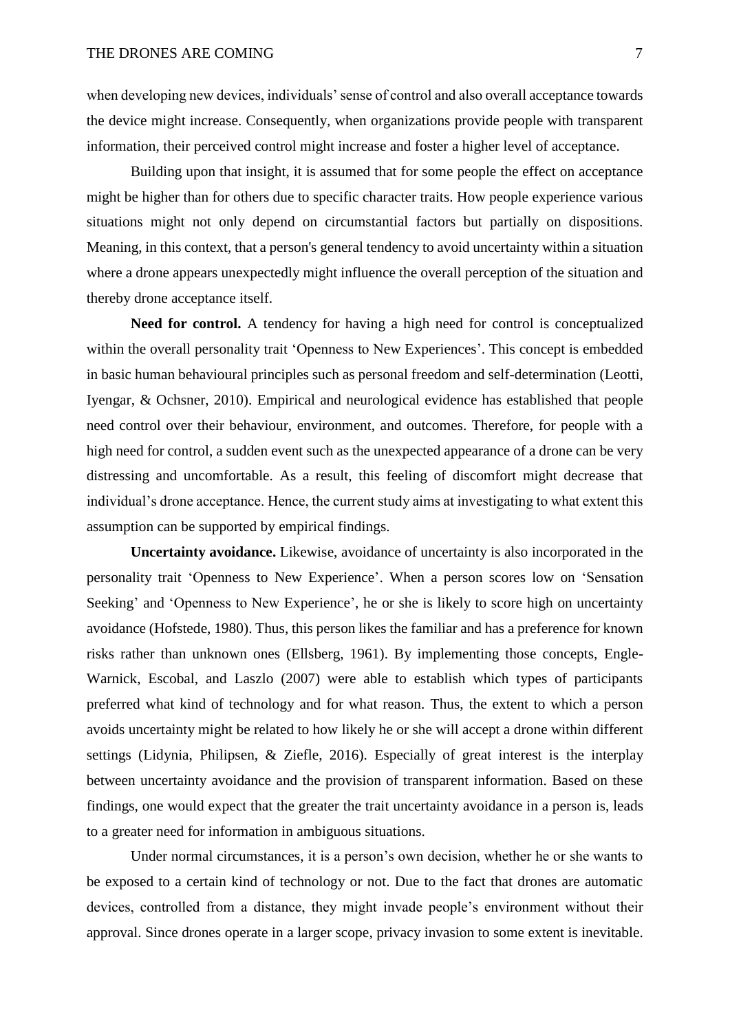when developing new devices, individuals' sense of control and also overall acceptance towards the device might increase. Consequently, when organizations provide people with transparent information, their perceived control might increase and foster a higher level of acceptance.

Building upon that insight, it is assumed that for some people the effect on acceptance might be higher than for others due to specific character traits. How people experience various situations might not only depend on circumstantial factors but partially on dispositions. Meaning, in this context, that a person's general tendency to avoid uncertainty within a situation where a drone appears unexpectedly might influence the overall perception of the situation and thereby drone acceptance itself.

**Need for control.** A tendency for having a high need for control is conceptualized within the overall personality trait 'Openness to New Experiences'. This concept is embedded in basic human behavioural principles such as personal freedom and self-determination (Leotti, Iyengar, & Ochsner, 2010). Empirical and neurological evidence has established that people need control over their behaviour, environment, and outcomes. Therefore, for people with a high need for control, a sudden event such as the unexpected appearance of a drone can be very distressing and uncomfortable. As a result, this feeling of discomfort might decrease that individual's drone acceptance. Hence, the current study aims at investigating to what extent this assumption can be supported by empirical findings.

**Uncertainty avoidance.** Likewise, avoidance of uncertainty is also incorporated in the personality trait 'Openness to New Experience'. When a person scores low on 'Sensation Seeking' and 'Openness to New Experience', he or she is likely to score high on uncertainty avoidance (Hofstede, 1980). Thus, this person likes the familiar and has a preference for known risks rather than unknown ones (Ellsberg, 1961). By implementing those concepts, Engle-Warnick, Escobal, and Laszlo (2007) were able to establish which types of participants preferred what kind of technology and for what reason. Thus, the extent to which a person avoids uncertainty might be related to how likely he or she will accept a drone within different settings (Lidynia, Philipsen, & Ziefle, 2016). Especially of great interest is the interplay between uncertainty avoidance and the provision of transparent information. Based on these findings, one would expect that the greater the trait uncertainty avoidance in a person is, leads to a greater need for information in ambiguous situations.

Under normal circumstances, it is a person's own decision, whether he or she wants to be exposed to a certain kind of technology or not. Due to the fact that drones are automatic devices, controlled from a distance, they might invade people's environment without their approval. Since drones operate in a larger scope, privacy invasion to some extent is inevitable.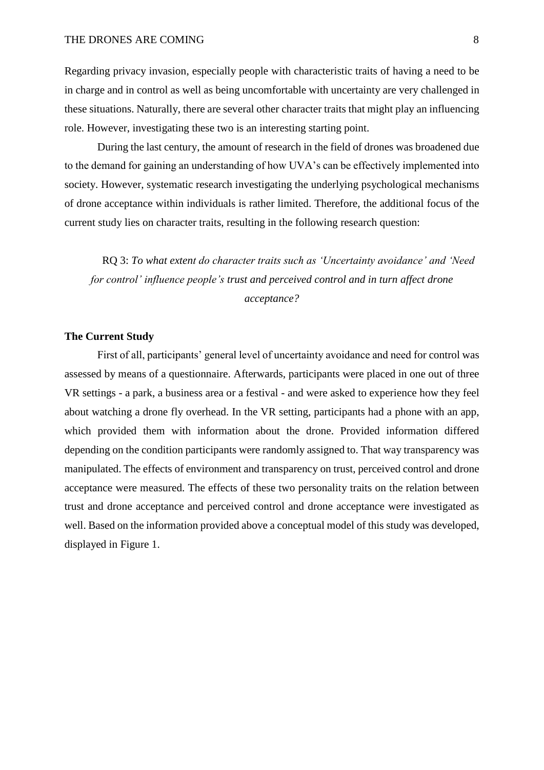Regarding privacy invasion, especially people with characteristic traits of having a need to be in charge and in control as well as being uncomfortable with uncertainty are very challenged in these situations. Naturally, there are several other character traits that might play an influencing role. However, investigating these two is an interesting starting point.

During the last century, the amount of research in the field of drones was broadened due to the demand for gaining an understanding of how UVA's can be effectively implemented into society. However, systematic research investigating the underlying psychological mechanisms of drone acceptance within individuals is rather limited. Therefore, the additional focus of the current study lies on character traits, resulting in the following research question:

> RQ 3: *To what extent do character traits such as 'Uncertainty avoidance' and 'Need for control' influence people's trust and perceived control and in turn affect drone acceptance?*

**The Current Study**

First of all, participants' general level of uncertainty avoidance and need for control was assessed by means of a questionnaire. Afterwards, participants were placed in one out of three VR settings - a park, a business area or a festival - and were asked to experience how they feel about watching a drone fly overhead. In the VR setting, participants had a phone with an app, which provided them with information about the drone. Provided information differed depending on the condition participants were randomly assigned to. That way transparency was manipulated. The effects of environment and transparency on trust, perceived control and drone acceptance were measured. The effects of these two personality traits on the relation between trust and drone acceptance and perceived control and drone acceptance were investigated as well. Based on the information provided above a conceptual model of this study was developed, displayed in Figure 1.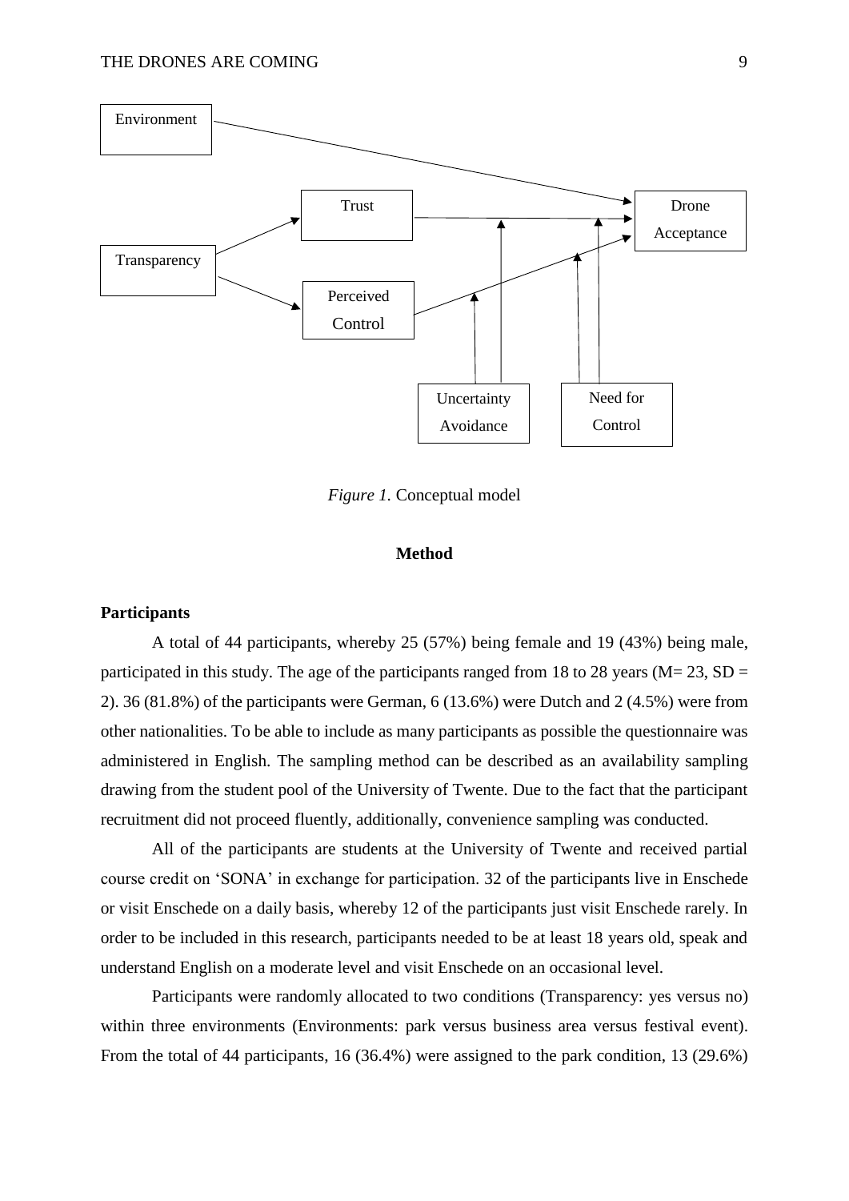*Figure 1.* Conceptual model

## Method

### Participants

A total of 44 participants, whereby 25 (57%) being female and 19 (43%) being male, participated in this study. The age of the participants ranged from 18 to 28 years (M= 23, SD = 2). 36 (81.8%) of the participants were German, 6 (13.6%) were Dutch and 2 (4.5%) were from other nationalities. To be able to include as many participants as possible the questionnaire was administered in English. The sampling method can be described as an availability sampling drawing from the student pool of the University of Twente. Due to the fact that the participant recruitment did not proceed fluently, additionally, convenience sampling was conducted.

All of the participants are students at the University of Twente and received partial course credit on 'SONA' in exchange for participation. 32 of the participants live in Enschede or visit Enschede on a daily basis, whereby 12 of the participants just visit Enschede rarely. In order to be included in this research, participants needed to be at least 18 years old, speak and understand English on a moderate level and visit Enschede on an occasional level.

Participants were randomly allocated to two conditions (Transparency: yes versus no) within three environments (Environments: park versus business area versus festival event). From the total of 44 participants, 16 (36.4%) were assigned to the park condition, 13 (29.6%)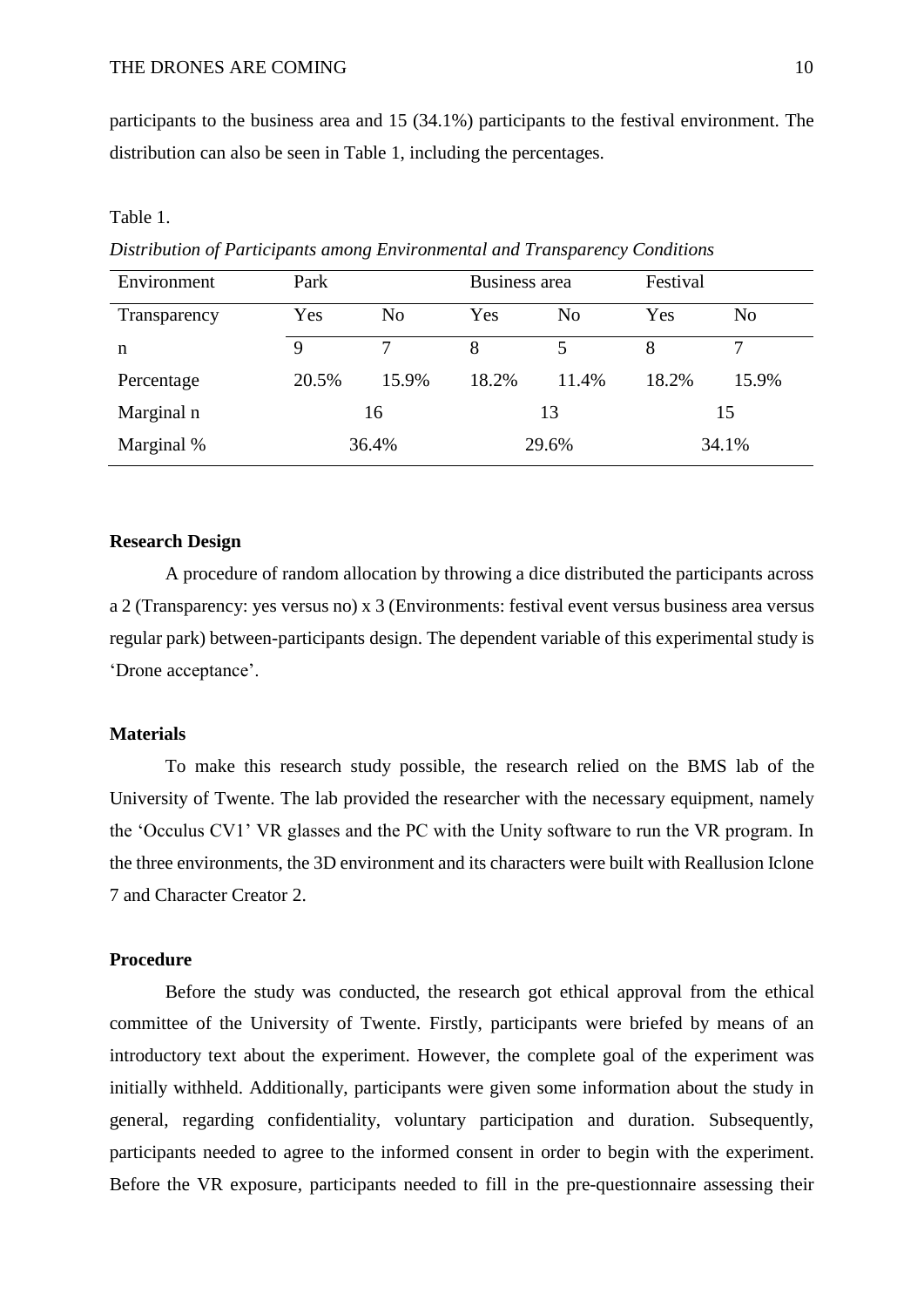participants to the business area and 15 (34.1%) participants to the festival environment. The distribution can also be seen in Table 1, including the percentages.

Table 1.

*Distribution of Participants among Environmental and Transparency Conditions*

| Environment | Park | | Business area | | Festival | |
|---|---|---|---|---|---|---|
| Transparency | Yes | No | Yes | No | Yes | No |
| n | 9 | 7 | 8 | 5 | 8 | 7 |
| Percentage | 20.5% | 15.9% | 18.2% | 11.4% | 18.2% | 15.9% |
| Marginal n | 16 | | 13 | | 15 | |
| Marginal % | 36.4% | | 29.6% | | 34.1% | |

**Research Design**

A procedure of random allocation by throwing a dice distributed the participants across a 2 (Transparency: yes versus no) x 3 (Environments: festival event versus business area versus regular park) between-participants design. The dependent variable of this experimental study is 'Drone acceptance'.

**Materials**

To make this research study possible, the research relied on the BMS lab of the University of Twente. The lab provided the researcher with the necessary equipment, namely the 'Occulus CV1' VR glasses and the PC with the Unity software to run the VR program. In the three environments, the 3D environment and its characters were built with Reallusion Iclone 7 and Character Creator 2.

**Procedure**

Before the study was conducted, the research got ethical approval from the ethical committee of the University of Twente. Firstly, participants were briefed by means of an introductory text about the experiment. However, the complete goal of the experiment was initially withheld. Additionally, participants were given some information about the study in general, regarding confidentiality, voluntary participation and duration. Subsequently, participants needed to agree to the informed consent in order to begin with the experiment. Before the VR exposure, participants needed to fill in the pre-questionnaire assessing their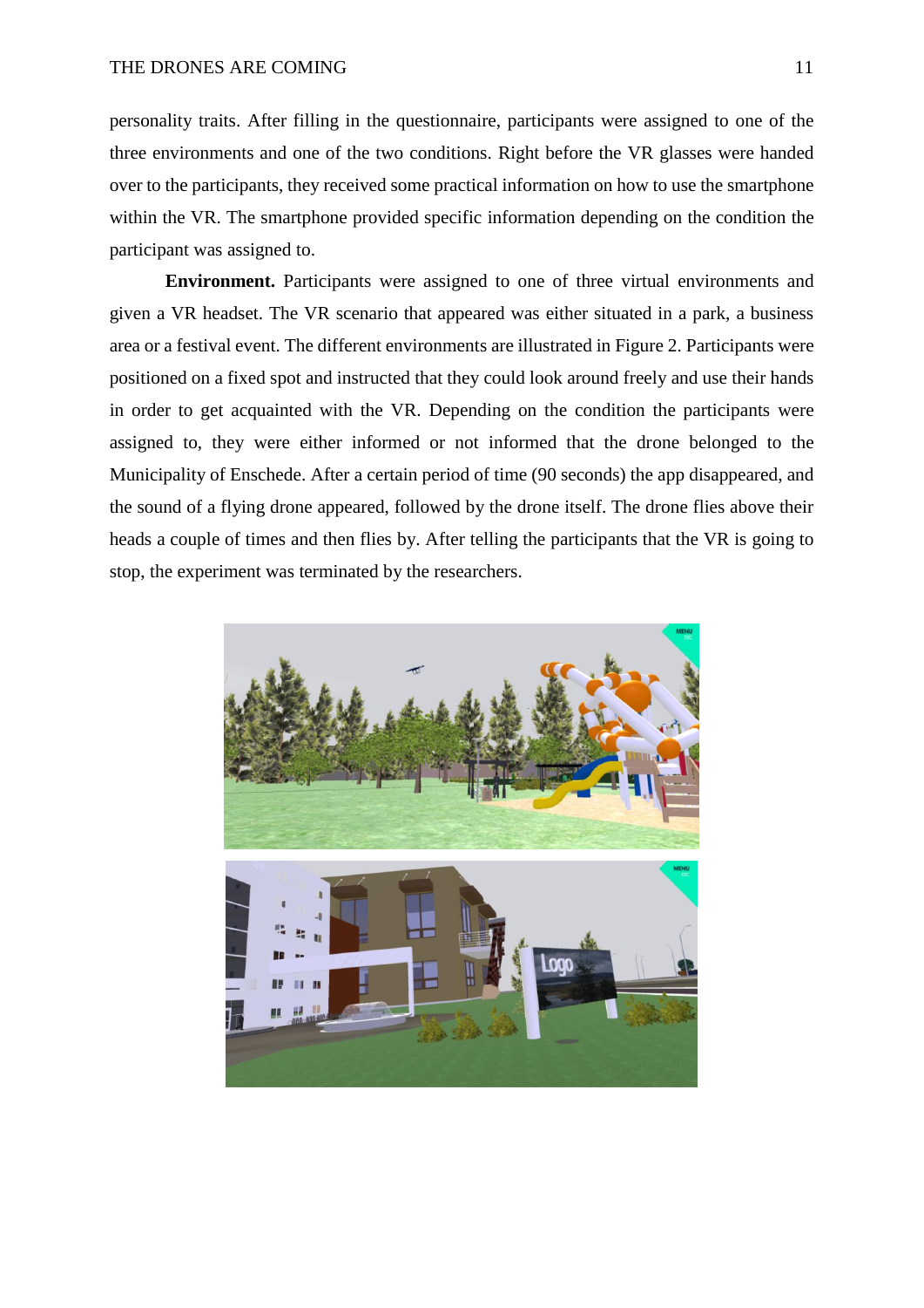personality traits. After filling in the questionnaire, participants were assigned to one of the three environments and one of the two conditions. Right before the VR glasses were handed over to the participants, they received some practical information on how to use the smartphone within the VR. The smartphone provided specific information depending on the condition the participant was assigned to.

**Environment.** Participants were assigned to one of three virtual environments and given a VR headset. The VR scenario that appeared was either situated in a park, a business area or a festival event. The different environments are illustrated in Figure 2. Participants were positioned on a fixed spot and instructed that they could look around freely and use their hands in order to get acquainted with the VR. Depending on the condition the participants were assigned to, they were either informed or not informed that the drone belonged to the Municipality of Enschede. After a certain period of time (90 seconds) the app disappeared, and the sound of a flying drone appeared, followed by the drone itself. The drone flies above their heads a couple of times and then flies by. After telling the participants that the VR is going to stop, the experiment was terminated by the researchers.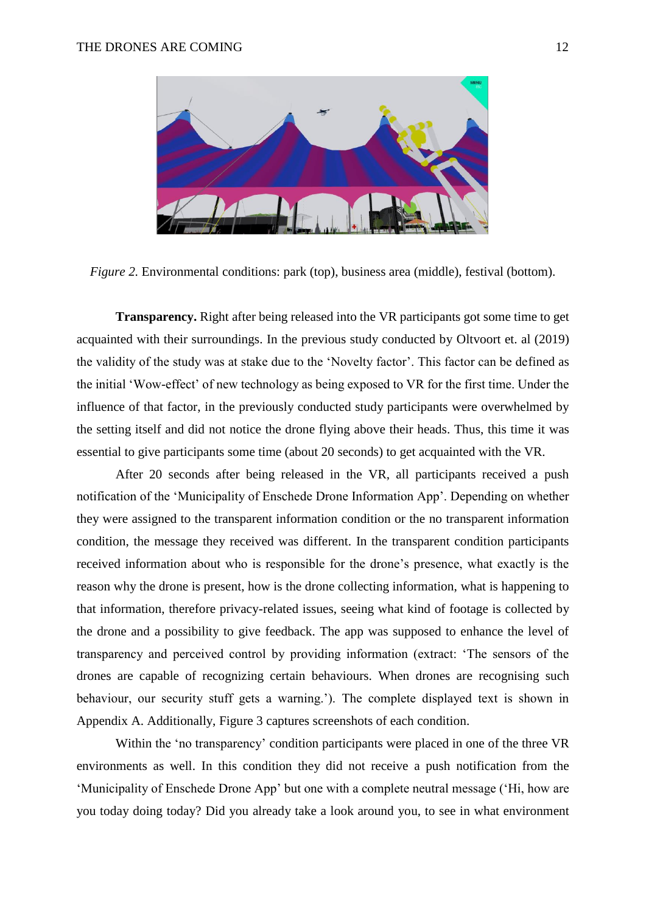*Figure 2.* Environmental conditions: park (top), business area (middle), festival (bottom).

**Transparency.** Right after being released into the VR participants got some time to get acquainted with their surroundings. In the previous study conducted by Oltvoort et. al (2019) the validity of the study was at stake due to the 'Novelty factor'. This factor can be defined as the initial 'Wow-effect' of new technology as being exposed to VR for the first time. Under the influence of that factor, in the previously conducted study participants were overwhelmed by the setting itself and did not notice the drone flying above their heads. Thus, this time it was essential to give participants some time (about 20 seconds) to get acquainted with the VR.

After 20 seconds after being released in the VR, all participants received a push notification of the 'Municipality of Enschede Drone Information App'. Depending on whether they were assigned to the transparent information condition or the no transparent information condition, the message they received was different. In the transparent condition participants received information about who is responsible for the drone's presence, what exactly is the reason why the drone is present, how is the drone collecting information, what is happening to that information, therefore privacy-related issues, seeing what kind of footage is collected by the drone and a possibility to give feedback. The app was supposed to enhance the level of transparency and perceived control by providing information (extract: 'The sensors of the drones are capable of recognizing certain behaviours. When drones are recognising such behaviour, our security stuff gets a warning.'). The complete displayed text is shown in Appendix A. Additionally, Figure 3 captures screenshots of each condition.

Within the 'no transparency' condition participants were placed in one of the three VR environments as well. In this condition they did not receive a push notification from the 'Municipality of Enschede Drone App' but one with a complete neutral message ('Hi, how are you today doing today? Did you already take a look around you, to see in what environment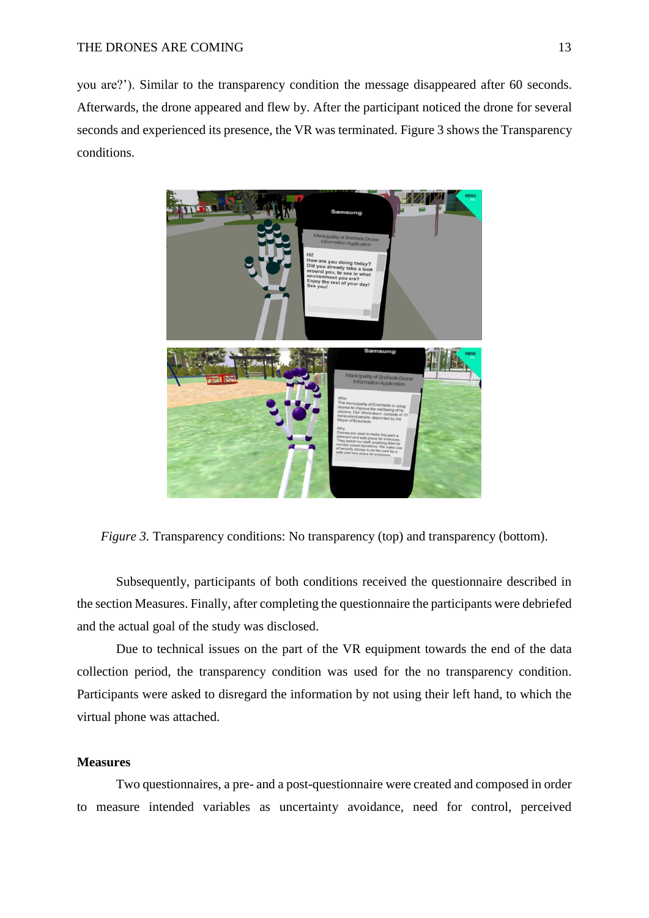you are?'). Similar to the transparency condition the message disappeared after 60 seconds. Afterwards, the drone appeared and flew by. After the participant noticed the drone for several seconds and experienced its presence, the VR was terminated. Figure 3 shows the Transparency conditions.

*Figure 3.* Transparency conditions: No transparency (top) and transparency (bottom).

Subsequently, participants of both conditions received the questionnaire described in the section Measures. Finally, after completing the questionnaire the participants were debriefed and the actual goal of the study was disclosed.

Due to technical issues on the part of the VR equipment towards the end of the data collection period, the transparency condition was used for the no transparency condition. Participants were asked to disregard the information by not using their left hand, to which the virtual phone was attached.

**Measures**

Two questionnaires, a pre- and a post-questionnaire were created and composed in order to measure intended variables as uncertainty avoidance, need for control, perceived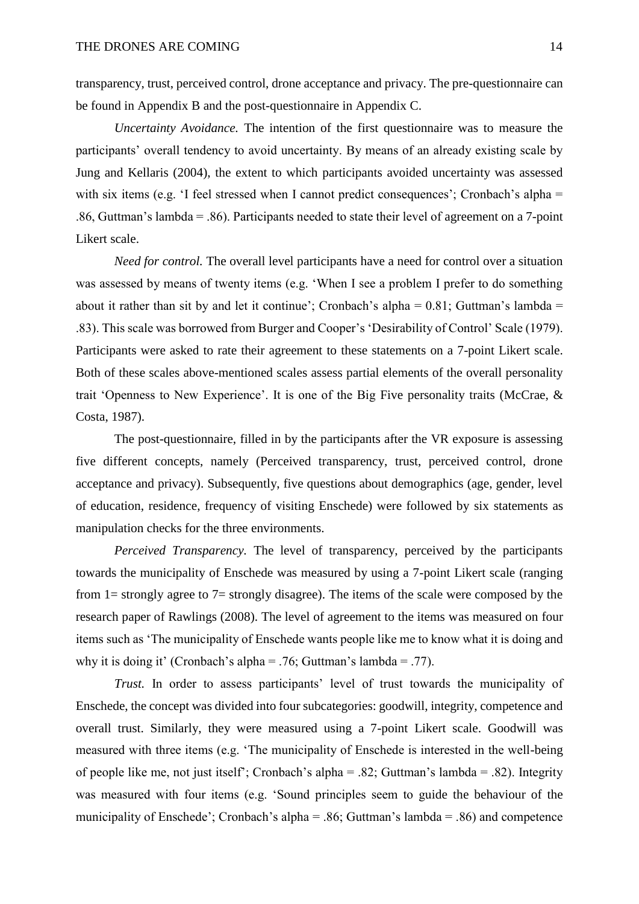transparency, trust, perceived control, drone acceptance and privacy. The pre-questionnaire can be found in Appendix B and the post-questionnaire in Appendix C.

*Uncertainty Avoidance.* The intention of the first questionnaire was to measure the participants' overall tendency to avoid uncertainty. By means of an already existing scale by Jung and Kellaris (2004), the extent to which participants avoided uncertainty was assessed with six items (e.g. 'I feel stressed when I cannot predict consequences'; Cronbach's alpha = .86, Guttman's lambda = .86). Participants needed to state their level of agreement on a 7-point Likert scale.

*Need for control.* The overall level participants have a need for control over a situation was assessed by means of twenty items (e.g. 'When I see a problem I prefer to do something about it rather than sit by and let it continue'; Cronbach's alpha = 0.81; Guttman's lambda = .83). This scale was borrowed from Burger and Cooper's 'Desirability of Control' Scale (1979). Participants were asked to rate their agreement to these statements on a 7-point Likert scale. Both of these scales above-mentioned scales assess partial elements of the overall personality trait 'Openness to New Experience'. It is one of the Big Five personality traits (McCrae, & Costa, 1987).

The post-questionnaire, filled in by the participants after the VR exposure is assessing five different concepts, namely (Perceived transparency, trust, perceived control, drone acceptance and privacy). Subsequently, five questions about demographics (age, gender, level of education, residence, frequency of visiting Enschede) were followed by six statements as manipulation checks for the three environments.

*Perceived Transparency.* The level of transparency, perceived by the participants towards the municipality of Enschede was measured by using a 7-point Likert scale (ranging from 1= strongly agree to 7= strongly disagree). The items of the scale were composed by the research paper of Rawlings (2008). The level of agreement to the items was measured on four items such as 'The municipality of Enschede wants people like me to know what it is doing and why it is doing it' (Cronbach's alpha = .76; Guttman's lambda = .77).

*Trust.* In order to assess participants' level of trust towards the municipality of Enschede, the concept was divided into four subcategories: goodwill, integrity, competence and overall trust. Similarly, they were measured using a 7-point Likert scale. Goodwill was measured with three items (e.g. 'The municipality of Enschede is interested in the well-being of people like me, not just itself'; Cronbach's alpha = .82; Guttman's lambda = .82). Integrity was measured with four items (e.g. 'Sound principles seem to guide the behaviour of the municipality of Enschede'; Cronbach's alpha = .86; Guttman's lambda = .86) and competence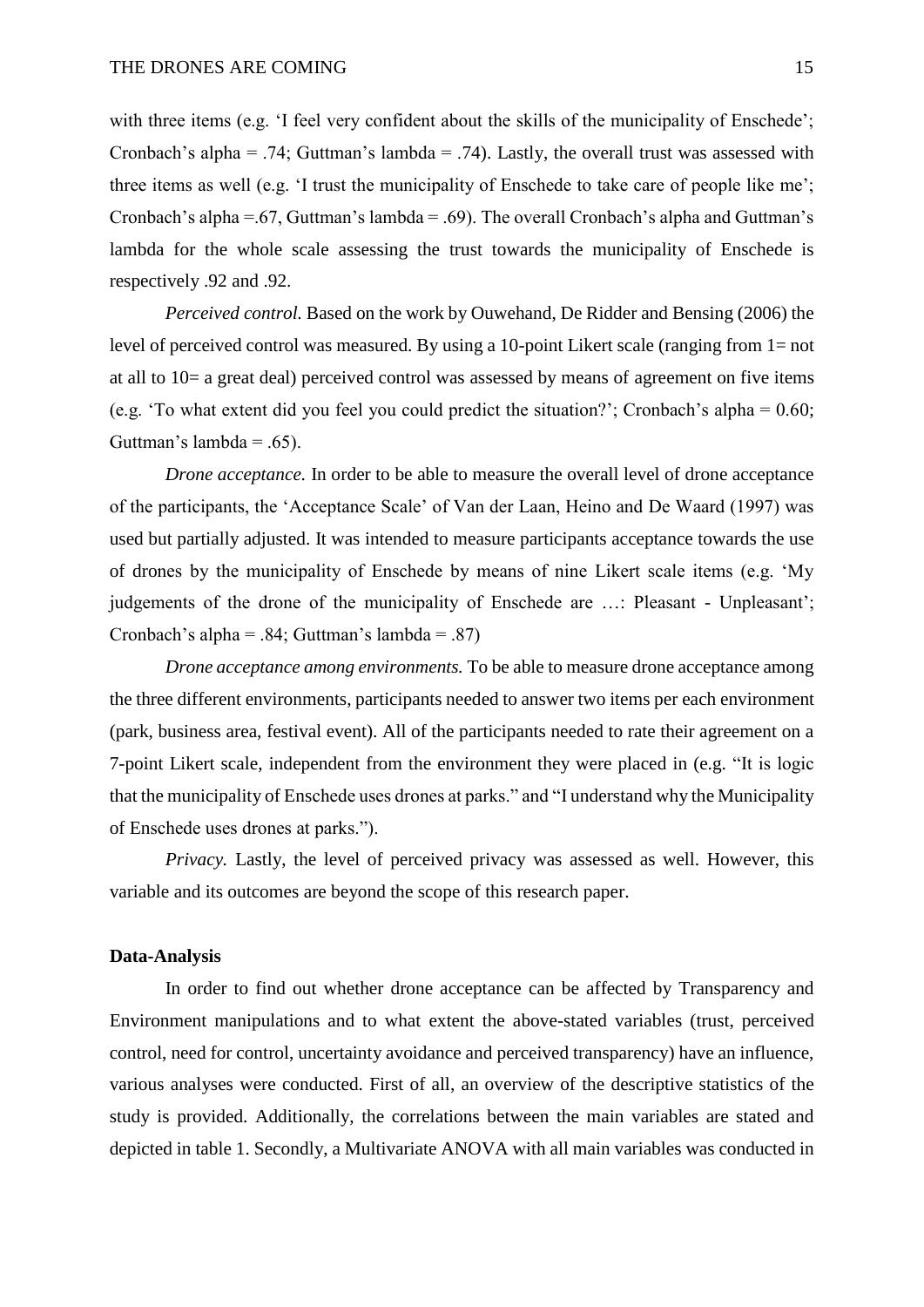with three items (e.g. 'I feel very confident about the skills of the municipality of Enschede'; Cronbach's alpha = .74; Guttman's lambda = .74). Lastly, the overall trust was assessed with three items as well (e.g. 'I trust the municipality of Enschede to take care of people like me'; Cronbach's alpha =.67, Guttman's lambda = .69). The overall Cronbach's alpha and Guttman's lambda for the whole scale assessing the trust towards the municipality of Enschede is respectively .92 and .92.

*Perceived control.* Based on the work by Ouwehand, De Ridder and Bensing (2006) the level of perceived control was measured. By using a 10-point Likert scale (ranging from 1= not at all to 10= a great deal) perceived control was assessed by means of agreement on five items (e.g. 'To what extent did you feel you could predict the situation?'; Cronbach's alpha = 0.60; Guttman's lambda = .65).

*Drone acceptance.* In order to be able to measure the overall level of drone acceptance of the participants, the 'Acceptance Scale' of Van der Laan, Heino and De Waard (1997) was used but partially adjusted. It was intended to measure participants acceptance towards the use of drones by the municipality of Enschede by means of nine Likert scale items (e.g. 'My judgements of the drone of the municipality of Enschede are …: Pleasant - Unpleasant'; Cronbach's alpha = .84; Guttman's lambda = .87)

*Drone acceptance among environments.* To be able to measure drone acceptance among the three different environments, participants needed to answer two items per each environment (park, business area, festival event). All of the participants needed to rate their agreement on a 7-point Likert scale, independent from the environment they were placed in (e.g. "It is logic that the municipality of Enschede uses drones at parks." and "I understand why the Municipality of Enschede uses drones at parks.").

*Privacy.* Lastly, the level of perceived privacy was assessed as well. However, this variable and its outcomes are beyond the scope of this research paper.

**Data-Analysis**

In order to find out whether drone acceptance can be affected by Transparency and Environment manipulations and to what extent the above-stated variables (trust, perceived control, need for control, uncertainty avoidance and perceived transparency) have an influence, various analyses were conducted. First of all, an overview of the descriptive statistics of the study is provided. Additionally, the correlations between the main variables are stated and depicted in table 1. Secondly, a Multivariate ANOVA with all main variables was conducted in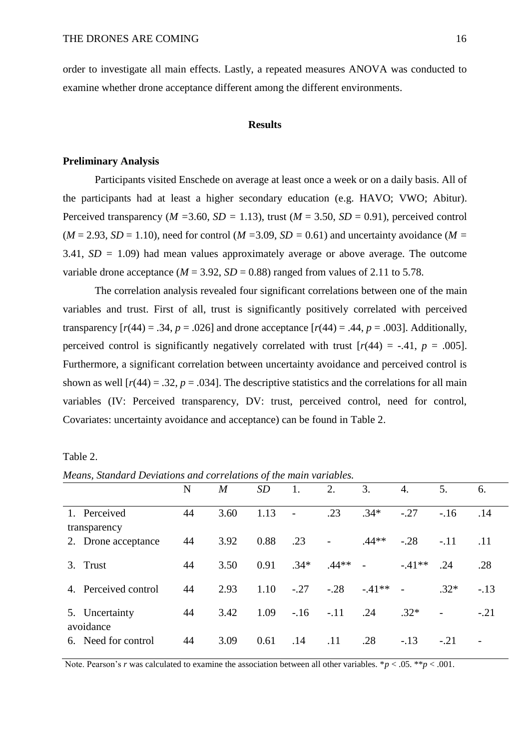order to investigate all main effects. Lastly, a repeated measures ANOVA was conducted to examine whether drone acceptance different among the different environments.

## Results

### Preliminary Analysis

Participants visited Enschede on average at least once a week or on a daily basis. All of the participants had at least a higher secondary education (e.g. HAVO; VWO; Abitur). Perceived transparency ($M$ =3.60, $SD$ = 1.13), trust ($M$ = 3.50, $SD$ = 0.91), perceived control ($M$ = 2.93, $SD$ = 1.10), need for control ($M$ =3.09, $SD$ = 0.61) and uncertainty avoidance ($M$ = 3.41, $SD$ = 1.09) had mean values approximately average or above average. The outcome variable drone acceptance ($M$ = 3.92, $SD$ = 0.88) ranged from values of 2.11 to 5.78.

The correlation analysis revealed four significant correlations between one of the main variables and trust. First of all, trust is significantly positively correlated with perceived transparency [$r(44) = .34$, $p = .026$] and drone acceptance [$r(44) = .44$, $p = .003$]. Additionally, perceived control is significantly negatively correlated with trust [$r(44) = -.41$, $p = .005$]. Furthermore, a significant correlation between uncertainty avoidance and perceived control is shown as well [$r(44) = .32$, $p = .034$]. The descriptive statistics and the correlations for all main variables (IV: Perceived transparency, DV: trust, perceived control, need for control, Covariates: uncertainty avoidance and acceptance) can be found in Table 2.

Table 2.

*Means, Standard Deviations and correlations of the main variables.*

| | N | *M* | *SD* | 1. | 2. | 3. | 4. | 5. | 6. |
|---|---|---|---|---|---|---|---|---|---|
| 1. Perceived transparency | 44 | 3.60 | 1.13 | - | .23 | .34* | -.27 | -.16 | .14 |
| 2. Drone acceptance | 44 | 3.92 | 0.88 | .23 | - | .44** | -.28 | -.11 | .11 |
| 3. Trust | 44 | 3.50 | 0.91 | .34* | .44** | - | -.41** | .24 | .28 |
| 4. Perceived control | 44 | 2.93 | 1.10 | -.27 | -.28 | -.41** | - | .32* | -.13 |
| 5. Uncertainty avoidance | 44 | 3.42 | 1.09 | -.16 | -.11 | .24 | .32* | - | -.21 |
| 6. Need for control | 44 | 3.09 | 0.61 | .14 | .11 | .28 | -.13 | -.21 | - |

Note. Pearson's $r$ was calculated to examine the association between all other variables. *$p < .05$. **$p < .001$.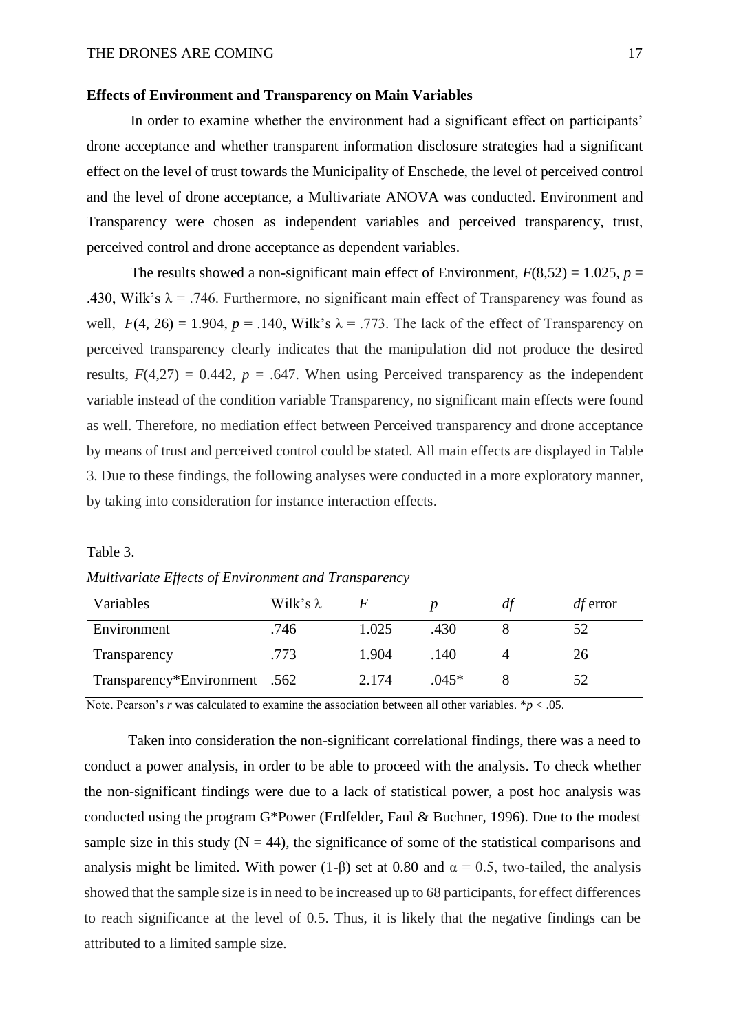**Effects of Environment and Transparency on Main Variables**

In order to examine whether the environment had a significant effect on participants' drone acceptance and whether transparent information disclosure strategies had a significant effect on the level of trust towards the Municipality of Enschede, the level of perceived control and the level of drone acceptance, a Multivariate ANOVA was conducted. Environment and Transparency were chosen as independent variables and perceived transparency, trust, perceived control and drone acceptance as dependent variables.

The results showed a non-significant main effect of Environment, $F(8,52) = 1.025$, $p = .430$, Wilk's $\lambda = .746$. Furthermore, no significant main effect of Transparency was found as well, $F(4, 26) = 1.904$, $p = .140$, Wilk's $\lambda = .773$. The lack of the effect of Transparency on perceived transparency clearly indicates that the manipulation did not produce the desired results, $F(4,27) = 0.442$, $p = .647$. When using Perceived transparency as the independent variable instead of the condition variable Transparency, no significant main effects were found as well. Therefore, no mediation effect between Perceived transparency and drone acceptance by means of trust and perceived control could be stated. All main effects are displayed in Table 3. Due to these findings, the following analyses were conducted in a more exploratory manner, by taking into consideration for instance interaction effects.

Table 3.

*Multivariate Effects of Environment and Transparency*

| Variables | Wilk's $\lambda$ | $F$ | $p$ | $df$ | $df$ error |
|---|---|---|---|---|---|
| Environment | .746 | 1.025 | .430 | 8 | 52 |
| Transparency | .773 | 1.904 | .140 | 4 | 26 |
| Transparency*Environment | .562 | 2.174 | .045* | 8 | 52 |

Note. Pearson's $r$ was calculated to examine the association between all other variables. $*p < .05$.

Taken into consideration the non-significant correlational findings, there was a need to conduct a power analysis, in order to be able to proceed with the analysis. To check whether the non-significant findings were due to a lack of statistical power, a post hoc analysis was conducted using the program G*Power (Erdfelder, Faul & Buchner, 1996). Due to the modest sample size in this study (N = 44), the significance of some of the statistical comparisons and analysis might be limited. With power ($1-\beta$) set at 0.80 and $\alpha = 0.5$, two-tailed, the analysis showed that the sample size is in need to be increased up to 68 participants, for effect differences to reach significance at the level of 0.5. Thus, it is likely that the negative findings can be attributed to a limited sample size.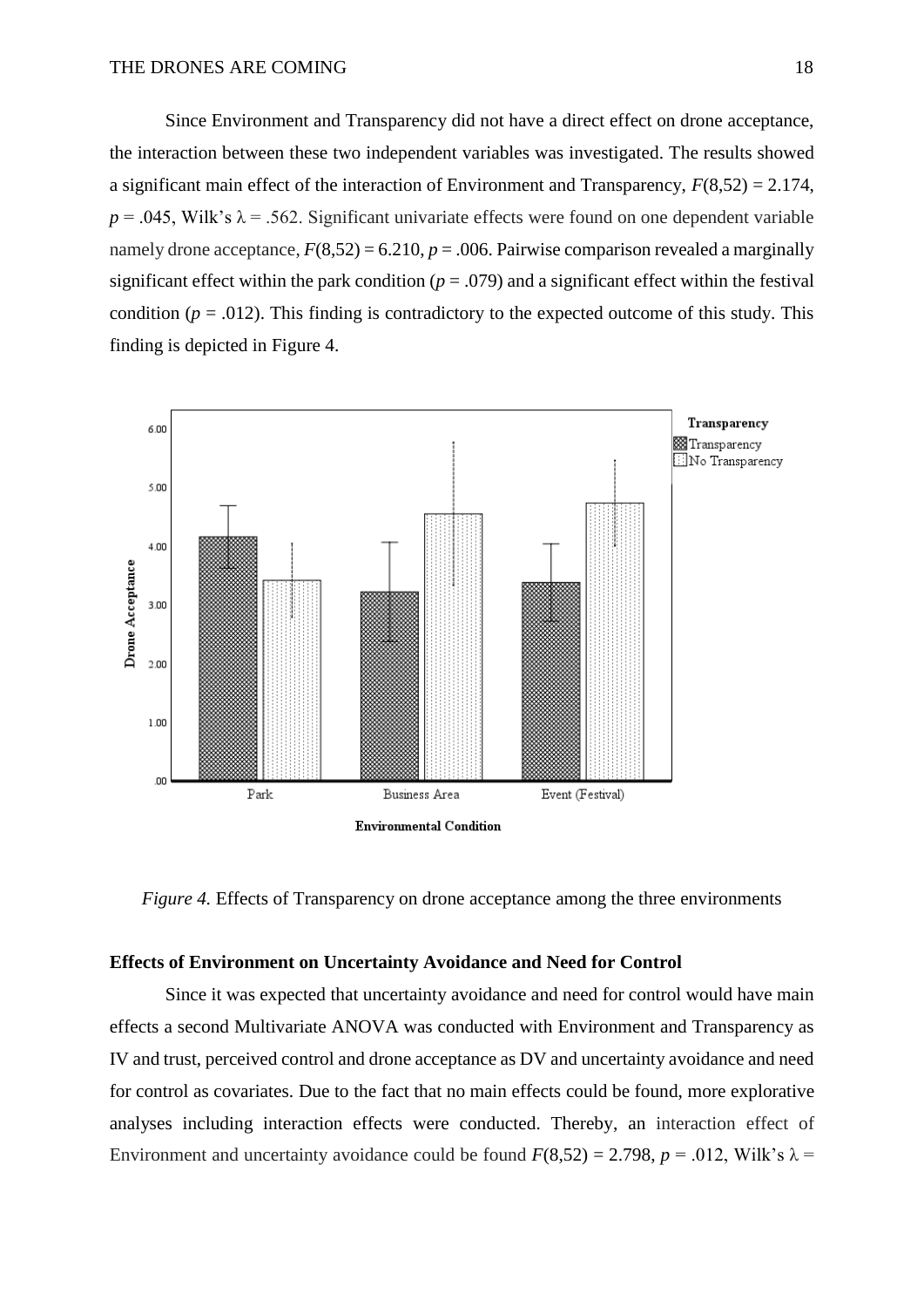Since Environment and Transparency did not have a direct effect on drone acceptance, the interaction between these two independent variables was investigated. The results showed a significant main effect of the interaction of Environment and Transparency, $F(8,52) = 2.174$, $p = .045$, Wilk's $\lambda = .562$. Significant univariate effects were found on one dependent variable namely drone acceptance, $F(8,52) = 6.210$, $p = .006$. Pairwise comparison revealed a marginally significant effect within the park condition ($p = .079$) and a significant effect within the festival condition ($p = .012$). This finding is contradictory to the expected outcome of this study. This finding is depicted in Figure 4.

*Figure 4.* Effects of Transparency on drone acceptance among the three environments

**Effects of Environment on Uncertainty Avoidance and Need for Control**

Since it was expected that uncertainty avoidance and need for control would have main effects a second Multivariate ANOVA was conducted with Environment and Transparency as IV and trust, perceived control and drone acceptance as DV and uncertainty avoidance and need for control as covariates. Due to the fact that no main effects could be found, more explorative analyses including interaction effects were conducted. Thereby, an interaction effect of Environment and uncertainty avoidance could be found $F(8,52) = 2.798$, $p = .012$, Wilk's $\lambda =$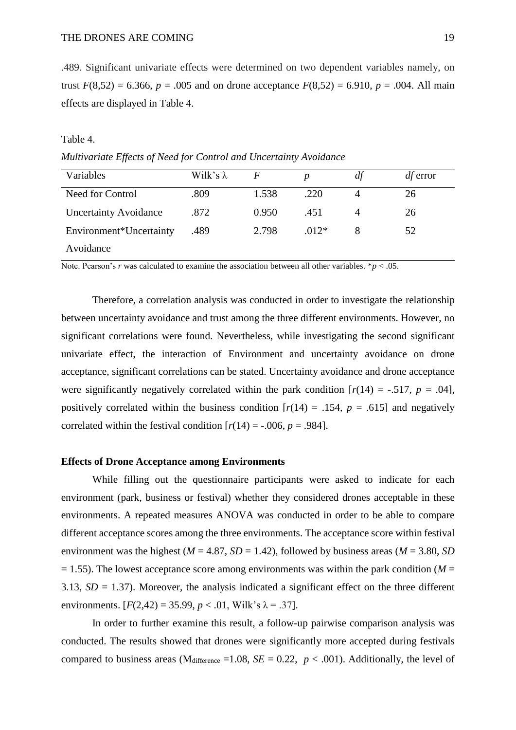.489. Significant univariate effects were determined on two dependent variables namely, on trust $F(8,52) = 6.366$, $p = .005$ and on drone acceptance $F(8,52) = 6.910$, $p = .004$. All main effects are displayed in Table 4.

Table 4.

*Multivariate Effects of Need for Control and Uncertainty Avoidance*

| Variables | Wilk's λ | *F* | *p* | *df* | *df* error |
|---|---|---|---|---|---|
| Need for Control | .809 | 1.538 | .220 | 4 | 26 |
| Uncertainty Avoidance | .872 | 0.950 | .451 | 4 | 26 |
| Environment*Uncertainty Avoidance | .489 | 2.798 | .012* | 8 | 52 |

Note. Pearson's *r* was calculated to examine the association between all other variables. *$p < .05$.

Therefore, a correlation analysis was conducted in order to investigate the relationship between uncertainty avoidance and trust among the three different environments. However, no significant correlations were found. Nevertheless, while investigating the second significant univariate effect, the interaction of Environment and uncertainty avoidance on drone acceptance, significant correlations can be stated. Uncertainty avoidance and drone acceptance were significantly negatively correlated within the park condition [$r(14) = -.517$, $p = .04$], positively correlated within the business condition [$r(14) = .154$, $p = .615$] and negatively correlated within the festival condition [$r(14) = -.006$, $p = .984$].

**Effects of Drone Acceptance among Environments**

While filling out the questionnaire participants were asked to indicate for each environment (park, business or festival) whether they considered drones acceptable in these environments. A repeated measures ANOVA was conducted in order to be able to compare different acceptance scores among the three environments. The acceptance score within festival environment was the highest ($M = 4.87$, $SD = 1.42$), followed by business areas ($M = 3.80$, $SD = 1.55$). The lowest acceptance score among environments was within the park condition ($M = 3.13$, $SD = 1.37$). Moreover, the analysis indicated a significant effect on the three different environments. [$F(2,42) = 35.99$, $p < .01$, Wilk's $\lambda = .37$].

In order to further examine this result, a follow-up pairwise comparison analysis was conducted. The results showed that drones were significantly more accepted during festivals compared to business areas ($M_{difference} = 1.08$, $SE = 0.22$, $p < .001$). Additionally, the level of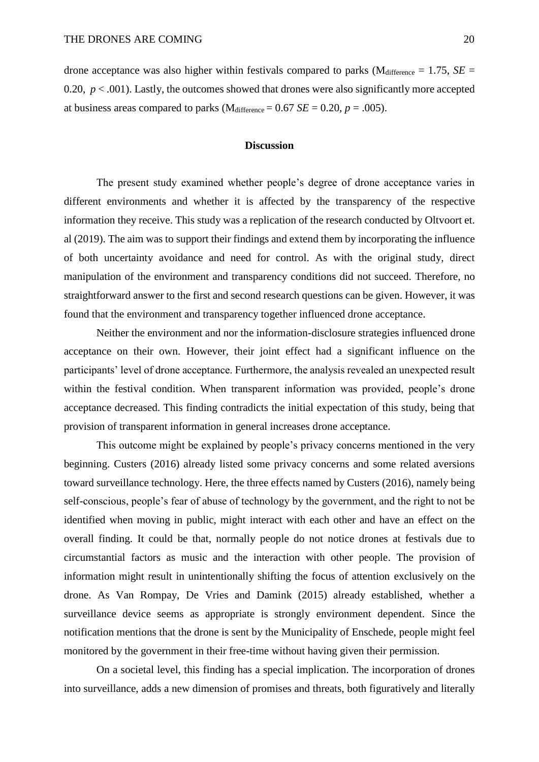drone acceptance was also higher within festivals compared to parks ($M_{difference} = 1.75$, $SE = 0.20$, $p < .001$). Lastly, the outcomes showed that drones were also significantly more accepted at business areas compared to parks ($M_{difference} = 0.67$ $SE = 0.20$, $p = .005$).

## Discussion

The present study examined whether people's degree of drone acceptance varies in different environments and whether it is affected by the transparency of the respective information they receive. This study was a replication of the research conducted by Oltvoort et. al (2019). The aim was to support their findings and extend them by incorporating the influence of both uncertainty avoidance and need for control. As with the original study, direct manipulation of the environment and transparency conditions did not succeed. Therefore, no straightforward answer to the first and second research questions can be given. However, it was found that the environment and transparency together influenced drone acceptance.

Neither the environment and nor the information-disclosure strategies influenced drone acceptance on their own. However, their joint effect had a significant influence on the participants' level of drone acceptance. Furthermore, the analysis revealed an unexpected result within the festival condition. When transparent information was provided, people's drone acceptance decreased. This finding contradicts the initial expectation of this study, being that provision of transparent information in general increases drone acceptance.

This outcome might be explained by people's privacy concerns mentioned in the very beginning. Custers (2016) already listed some privacy concerns and some related aversions toward surveillance technology. Here, the three effects named by Custers (2016), namely being self-conscious, people's fear of abuse of technology by the government, and the right to not be identified when moving in public, might interact with each other and have an effect on the overall finding. It could be that, normally people do not notice drones at festivals due to circumstantial factors as music and the interaction with other people. The provision of information might result in unintentionally shifting the focus of attention exclusively on the drone. As Van Rompay, De Vries and Damink (2015) already established, whether a surveillance device seems as appropriate is strongly environment dependent. Since the notification mentions that the drone is sent by the Municipality of Enschede, people might feel monitored by the government in their free-time without having given their permission.

On a societal level, this finding has a special implication. The incorporation of drones into surveillance, adds a new dimension of promises and threats, both figuratively and literally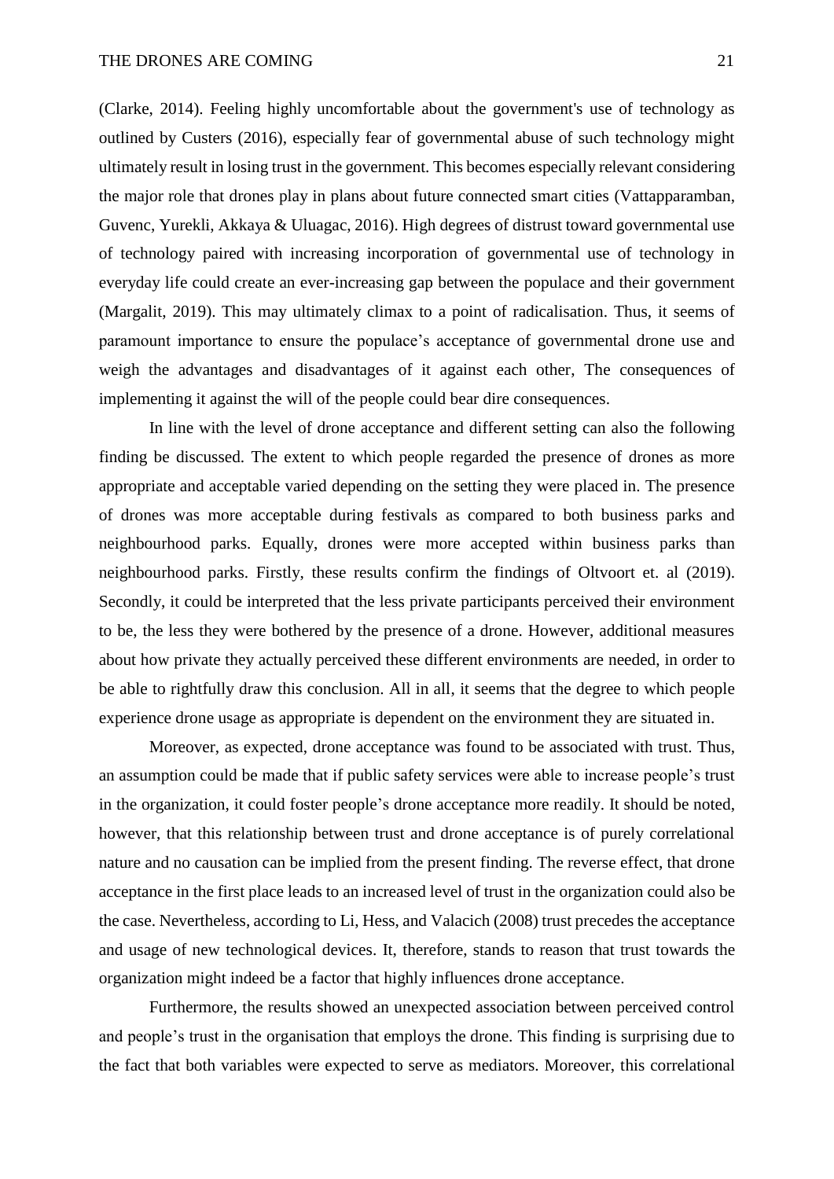(Clarke, 2014). Feeling highly uncomfortable about the government's use of technology as outlined by Custers (2016), especially fear of governmental abuse of such technology might ultimately result in losing trust in the government. This becomes especially relevant considering the major role that drones play in plans about future connected smart cities (Vattapparamban, Guvenc, Yurekli, Akkaya & Uluagac, 2016). High degrees of distrust toward governmental use of technology paired with increasing incorporation of governmental use of technology in everyday life could create an ever-increasing gap between the populace and their government (Margalit, 2019). This may ultimately climax to a point of radicalisation. Thus, it seems of paramount importance to ensure the populace's acceptance of governmental drone use and weigh the advantages and disadvantages of it against each other, The consequences of implementing it against the will of the people could bear dire consequences.

In line with the level of drone acceptance and different setting can also the following finding be discussed. The extent to which people regarded the presence of drones as more appropriate and acceptable varied depending on the setting they were placed in. The presence of drones was more acceptable during festivals as compared to both business parks and neighbourhood parks. Equally, drones were more accepted within business parks than neighbourhood parks. Firstly, these results confirm the findings of Oltvoort et. al (2019). Secondly, it could be interpreted that the less private participants perceived their environment to be, the less they were bothered by the presence of a drone. However, additional measures about how private they actually perceived these different environments are needed, in order to be able to rightfully draw this conclusion. All in all, it seems that the degree to which people experience drone usage as appropriate is dependent on the environment they are situated in.

Moreover, as expected, drone acceptance was found to be associated with trust. Thus, an assumption could be made that if public safety services were able to increase people's trust in the organization, it could foster people's drone acceptance more readily. It should be noted, however, that this relationship between trust and drone acceptance is of purely correlational nature and no causation can be implied from the present finding. The reverse effect, that drone acceptance in the first place leads to an increased level of trust in the organization could also be the case. Nevertheless, according to Li, Hess, and Valacich (2008) trust precedes the acceptance and usage of new technological devices. It, therefore, stands to reason that trust towards the organization might indeed be a factor that highly influences drone acceptance.

Furthermore, the results showed an unexpected association between perceived control and people's trust in the organisation that employs the drone. This finding is surprising due to the fact that both variables were expected to serve as mediators. Moreover, this correlational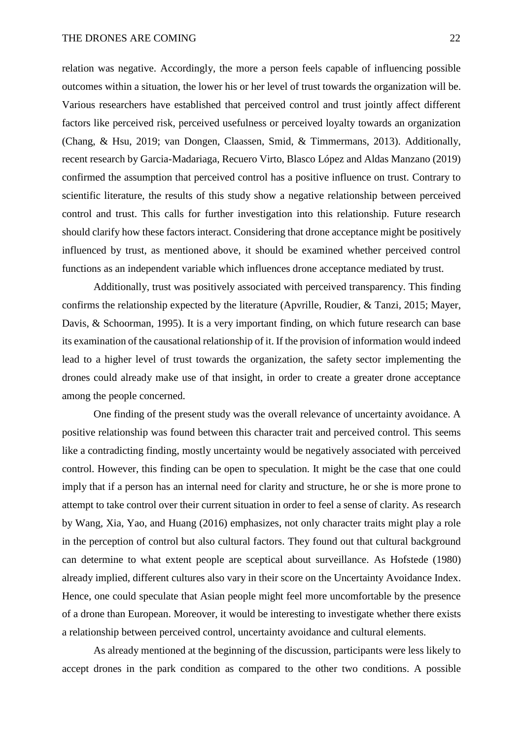relation was negative. Accordingly, the more a person feels capable of influencing possible outcomes within a situation, the lower his or her level of trust towards the organization will be. Various researchers have established that perceived control and trust jointly affect different factors like perceived risk, perceived usefulness or perceived loyalty towards an organization (Chang, & Hsu, 2019; van Dongen, Claassen, Smid, & Timmermans, 2013). Additionally, recent research by Garcia-Madariaga, Recuero Virto, Blasco López and Aldas Manzano (2019) confirmed the assumption that perceived control has a positive influence on trust. Contrary to scientific literature, the results of this study show a negative relationship between perceived control and trust. This calls for further investigation into this relationship. Future research should clarify how these factors interact. Considering that drone acceptance might be positively influenced by trust, as mentioned above, it should be examined whether perceived control functions as an independent variable which influences drone acceptance mediated by trust.

Additionally, trust was positively associated with perceived transparency. This finding confirms the relationship expected by the literature (Apvrille, Roudier, & Tanzi, 2015; Mayer, Davis, & Schoorman, 1995). It is a very important finding, on which future research can base its examination of the causational relationship of it. If the provision of information would indeed lead to a higher level of trust towards the organization, the safety sector implementing the drones could already make use of that insight, in order to create a greater drone acceptance among the people concerned.

One finding of the present study was the overall relevance of uncertainty avoidance. A positive relationship was found between this character trait and perceived control. This seems like a contradicting finding, mostly uncertainty would be negatively associated with perceived control. However, this finding can be open to speculation. It might be the case that one could imply that if a person has an internal need for clarity and structure, he or she is more prone to attempt to take control over their current situation in order to feel a sense of clarity. As research by Wang, Xia, Yao, and Huang (2016) emphasizes, not only character traits might play a role in the perception of control but also cultural factors. They found out that cultural background can determine to what extent people are sceptical about surveillance. As Hofstede (1980) already implied, different cultures also vary in their score on the Uncertainty Avoidance Index. Hence, one could speculate that Asian people might feel more uncomfortable by the presence of a drone than European. Moreover, it would be interesting to investigate whether there exists a relationship between perceived control, uncertainty avoidance and cultural elements.

As already mentioned at the beginning of the discussion, participants were less likely to accept drones in the park condition as compared to the other two conditions. A possible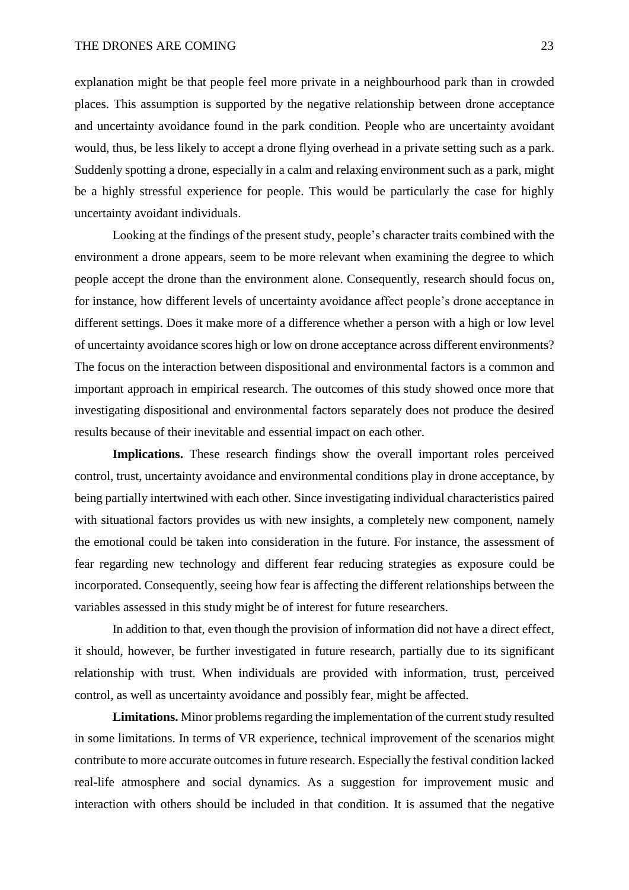explanation might be that people feel more private in a neighbourhood park than in crowded places. This assumption is supported by the negative relationship between drone acceptance and uncertainty avoidance found in the park condition. People who are uncertainty avoidant would, thus, be less likely to accept a drone flying overhead in a private setting such as a park. Suddenly spotting a drone, especially in a calm and relaxing environment such as a park, might be a highly stressful experience for people. This would be particularly the case for highly uncertainty avoidant individuals.

Looking at the findings of the present study, people's character traits combined with the environment a drone appears, seem to be more relevant when examining the degree to which people accept the drone than the environment alone. Consequently, research should focus on, for instance, how different levels of uncertainty avoidance affect people's drone acceptance in different settings. Does it make more of a difference whether a person with a high or low level of uncertainty avoidance scores high or low on drone acceptance across different environments? The focus on the interaction between dispositional and environmental factors is a common and important approach in empirical research. The outcomes of this study showed once more that investigating dispositional and environmental factors separately does not produce the desired results because of their inevitable and essential impact on each other.

**Implications.** These research findings show the overall important roles perceived control, trust, uncertainty avoidance and environmental conditions play in drone acceptance, by being partially intertwined with each other. Since investigating individual characteristics paired with situational factors provides us with new insights, a completely new component, namely the emotional could be taken into consideration in the future. For instance, the assessment of fear regarding new technology and different fear reducing strategies as exposure could be incorporated. Consequently, seeing how fear is affecting the different relationships between the variables assessed in this study might be of interest for future researchers.

In addition to that, even though the provision of information did not have a direct effect, it should, however, be further investigated in future research, partially due to its significant relationship with trust. When individuals are provided with information, trust, perceived control, as well as uncertainty avoidance and possibly fear, might be affected.

**Limitations.** Minor problems regarding the implementation of the current study resulted in some limitations. In terms of VR experience, technical improvement of the scenarios might contribute to more accurate outcomes in future research. Especially the festival condition lacked real-life atmosphere and social dynamics. As a suggestion for improvement music and interaction with others should be included in that condition. It is assumed that the negative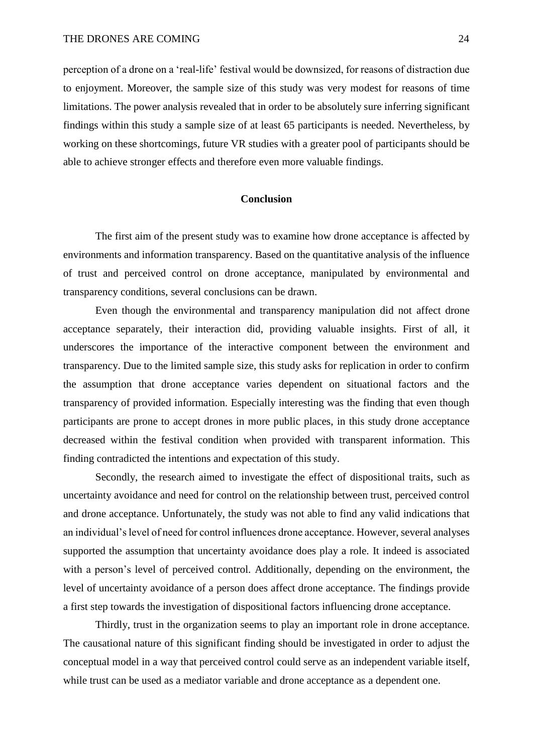perception of a drone on a 'real-life' festival would be downsized, for reasons of distraction due to enjoyment. Moreover, the sample size of this study was very modest for reasons of time limitations. The power analysis revealed that in order to be absolutely sure inferring significant findings within this study a sample size of at least 65 participants is needed. Nevertheless, by working on these shortcomings, future VR studies with a greater pool of participants should be able to achieve stronger effects and therefore even more valuable findings.

## Conclusion

The first aim of the present study was to examine how drone acceptance is affected by environments and information transparency. Based on the quantitative analysis of the influence of trust and perceived control on drone acceptance, manipulated by environmental and transparency conditions, several conclusions can be drawn.

Even though the environmental and transparency manipulation did not affect drone acceptance separately, their interaction did, providing valuable insights. First of all, it underscores the importance of the interactive component between the environment and transparency. Due to the limited sample size, this study asks for replication in order to confirm the assumption that drone acceptance varies dependent on situational factors and the transparency of provided information. Especially interesting was the finding that even though participants are prone to accept drones in more public places, in this study drone acceptance decreased within the festival condition when provided with transparent information. This finding contradicted the intentions and expectation of this study.

Secondly, the research aimed to investigate the effect of dispositional traits, such as uncertainty avoidance and need for control on the relationship between trust, perceived control and drone acceptance. Unfortunately, the study was not able to find any valid indications that an individual's level of need for control influences drone acceptance. However, several analyses supported the assumption that uncertainty avoidance does play a role. It indeed is associated with a person's level of perceived control. Additionally, depending on the environment, the level of uncertainty avoidance of a person does affect drone acceptance. The findings provide a first step towards the investigation of dispositional factors influencing drone acceptance.

Thirdly, trust in the organization seems to play an important role in drone acceptance. The causational nature of this significant finding should be investigated in order to adjust the conceptual model in a way that perceived control could serve as an independent variable itself, while trust can be used as a mediator variable and drone acceptance as a dependent one.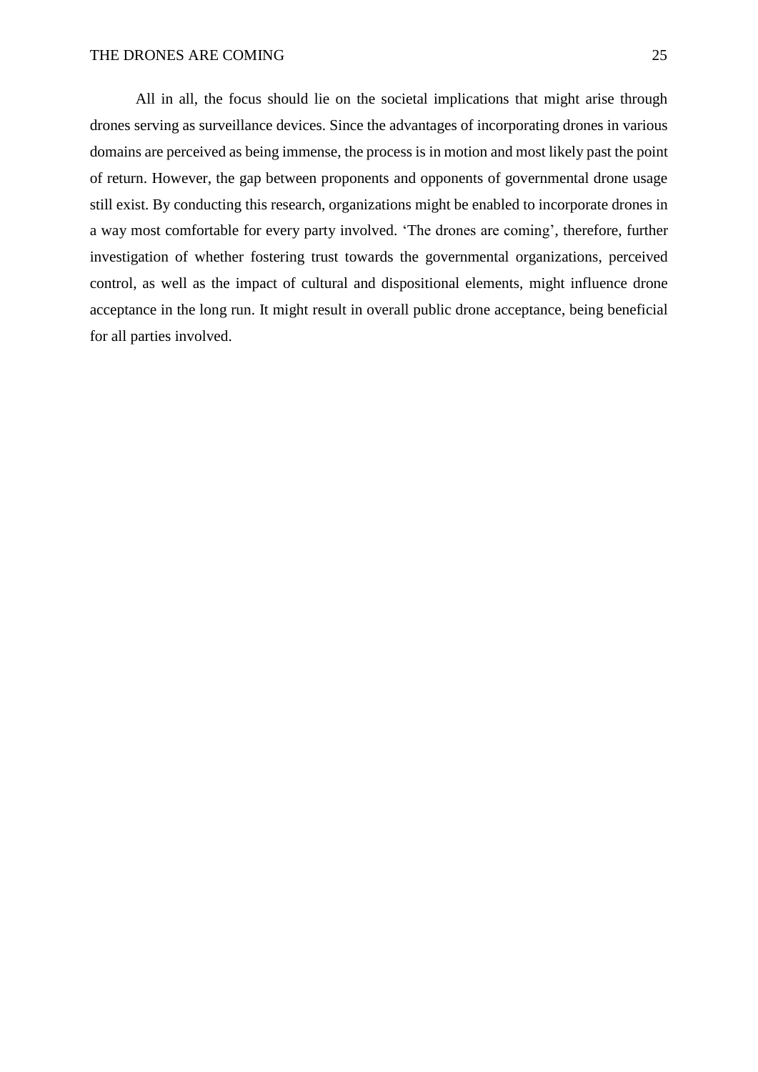All in all, the focus should lie on the societal implications that might arise through drones serving as surveillance devices. Since the advantages of incorporating drones in various domains are perceived as being immense, the process is in motion and most likely past the point of return. However, the gap between proponents and opponents of governmental drone usage still exist. By conducting this research, organizations might be enabled to incorporate drones in a way most comfortable for every party involved. 'The drones are coming', therefore, further investigation of whether fostering trust towards the governmental organizations, perceived control, as well as the impact of cultural and dispositional elements, might influence drone acceptance in the long run. It might result in overall public drone acceptance, being beneficial for all parties involved.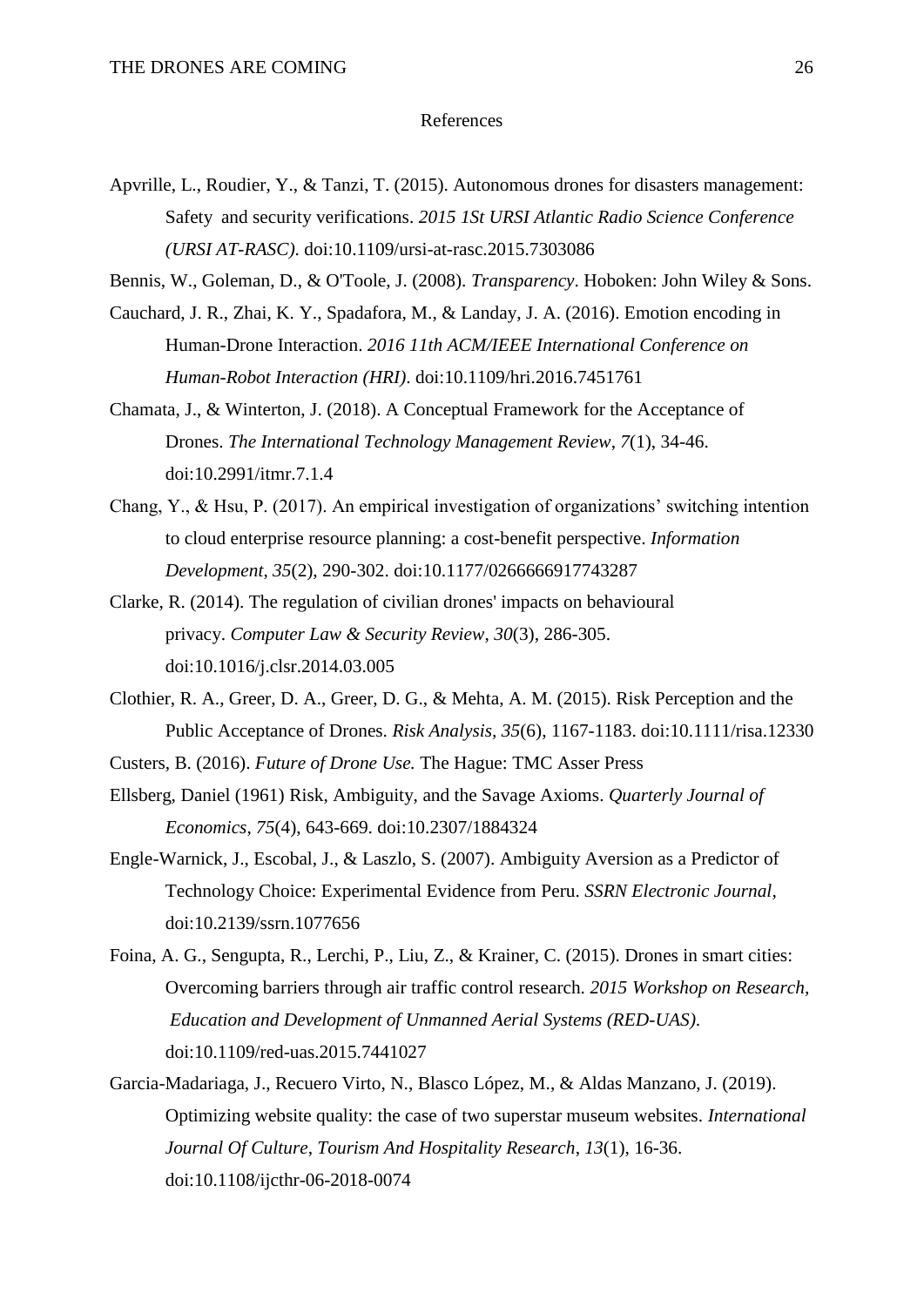# References

Apvrille, L., Roudier, Y., & Tanzi, T. (2015). Autonomous drones for disasters management: Safety and security verifications. *2015 1St URSI Atlantic Radio Science Conference (URSI AT-RASC).* doi:10.1109/ursi-at-rasc.2015.7303086

Bennis, W., Goleman, D., & O'Toole, J. (2008). *Transparency*. Hoboken: John Wiley & Sons.

Cauchard, J. R., Zhai, K. Y., Spadafora, M., & Landay, J. A. (2016). Emotion encoding in Human-Drone Interaction. *2016 11th ACM/IEEE International Conference on Human-Robot Interaction (HRI)*. doi:10.1109/hri.2016.7451761

Chamata, J., & Winterton, J. (2018). A Conceptual Framework for the Acceptance of Drones. *The International Technology Management Review*, *7*(1), 34-46. doi:10.2991/itmr.7.1.4

Chang, Y., & Hsu, P. (2017). An empirical investigation of organizations' switching intention to cloud enterprise resource planning: a cost-benefit perspective. *Information Development*, *35*(2), 290-302. doi:10.1177/0266666917743287

Clarke, R. (2014). The regulation of civilian drones' impacts on behavioural privacy. *Computer Law & Security Review*, *30*(3), 286-305. doi:10.1016/j.clsr.2014.03.005

Clothier, R. A., Greer, D. A., Greer, D. G., & Mehta, A. M. (2015). Risk Perception and the Public Acceptance of Drones. *Risk Analysis, 35*(6), 1167-1183. doi:10.1111/risa.12330

Custers, B. (2016). *Future of Drone Use.* The Hague: TMC Asser Press

Ellsberg, Daniel (1961) Risk, Ambiguity, and the Savage Axioms. *Quarterly Journal of Economics*, *75*(4), 643-669. doi:10.2307/1884324

Engle-Warnick, J., Escobal, J., & Laszlo, S. (2007). Ambiguity Aversion as a Predictor of Technology Choice: Experimental Evidence from Peru. *SSRN Electronic Journal,* doi:10.2139/ssrn.1077656

Foina, A. G., Sengupta, R., Lerchi, P., Liu, Z., & Krainer, C. (2015). Drones in smart cities: Overcoming barriers through air traffic control research. *2015 Workshop on Research, Education and Development of Unmanned Aerial Systems (RED-UAS).* doi:10.1109/red-uas.2015.7441027

Garcia-Madariaga, J., Recuero Virto, N., Blasco López, M., & Aldas Manzano, J. (2019). Optimizing website quality: the case of two superstar museum websites. *International Journal Of Culture, Tourism And Hospitality Research*, *13*(1), 16-36. doi:10.1108/ijcthr-06-2018-0074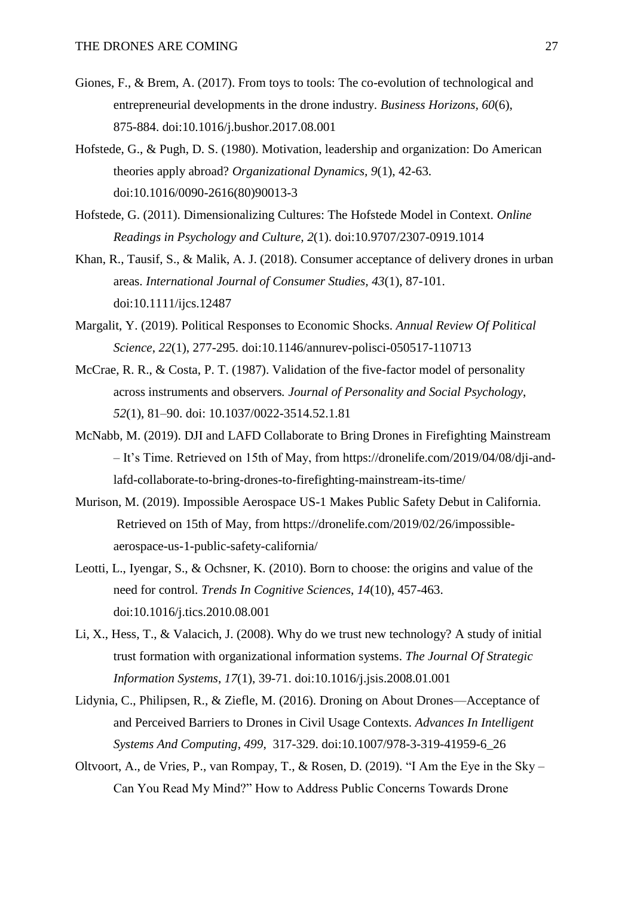Giones, F., & Brem, A. (2017). From toys to tools: The co-evolution of technological and entrepreneurial developments in the drone industry. *Business Horizons*, *60*(6), 875-884. doi:10.1016/j.bushor.2017.08.001

Hofstede, G., & Pugh, D. S. (1980). Motivation, leadership and organization: Do American theories apply abroad? *Organizational Dynamics, 9*(1), 42-63. doi:10.1016/0090-2616(80)90013-3

Hofstede, G. (2011). Dimensionalizing Cultures: The Hofstede Model in Context. *Online Readings in Psychology and Culture*, *2*(1). doi:10.9707/2307-0919.1014

Khan, R., Tausif, S., & Malik, A. J. (2018). Consumer acceptance of delivery drones in urban areas. *International Journal of Consumer Studies*, *43*(1), 87-101. doi:10.1111/ijcs.12487

Margalit, Y. (2019). Political Responses to Economic Shocks. *Annual Review Of Political Science*, *22*(1), 277-295. doi:10.1146/annurev-polisci-050517-110713

McCrae, R. R., & Costa, P. T. (1987). Validation of the five-factor model of personality across instruments and observers*. Journal of Personality and Social Psychology*, *52*(1), 81–90. doi: 10.1037/0022-3514.52.1.81

McNabb, M. (2019). DJI and LAFD Collaborate to Bring Drones in Firefighting Mainstream – It's Time. Retrieved on 15th of May, from https://dronelife.com/2019/04/08/dji-and-lafd-collaborate-to-bring-drones-to-firefighting-mainstream-its-time/

Murison, M. (2019). Impossible Aerospace US-1 Makes Public Safety Debut in California. Retrieved on 15th of May, from https://dronelife.com/2019/02/26/impossible-aerospace-us-1-public-safety-california/

Leotti, L., Iyengar, S., & Ochsner, K. (2010). Born to choose: the origins and value of the need for control. *Trends In Cognitive Sciences*, *14*(10), 457-463. doi:10.1016/j.tics.2010.08.001

Li, X., Hess, T., & Valacich, J. (2008). Why do we trust new technology? A study of initial trust formation with organizational information systems. *The Journal Of Strategic Information Systems*, *17*(1), 39-71. doi:10.1016/j.jsis.2008.01.001

Lidynia, C., Philipsen, R., & Ziefle, M. (2016). Droning on About Drones—Acceptance of and Perceived Barriers to Drones in Civil Usage Contexts. *Advances In Intelligent Systems And Computing*, *499*, 317-329. doi:10.1007/978-3-319-41959-6_26

Oltvoort, A., de Vries, P., van Rompay, T., & Rosen, D. (2019). "I Am the Eye in the Sky – Can You Read My Mind?" How to Address Public Concerns Towards Drone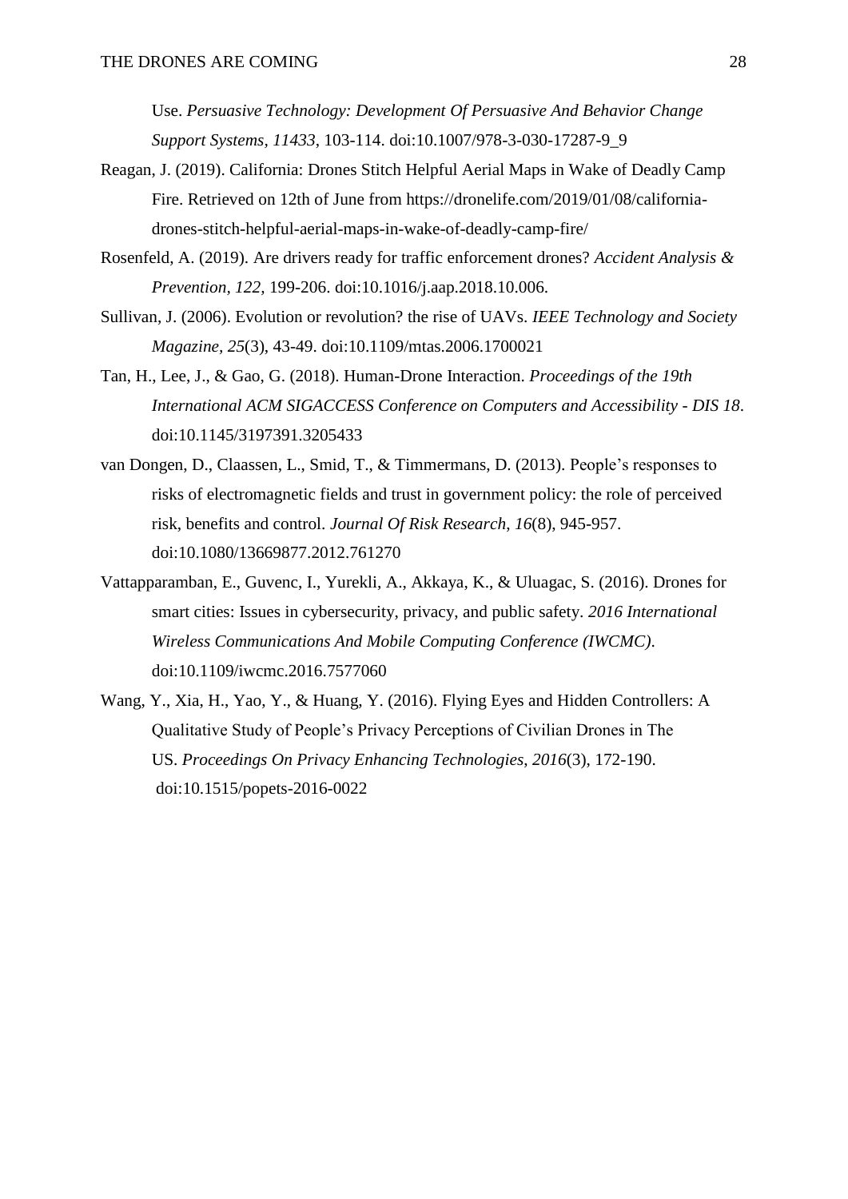Use. *Persuasive Technology: Development Of Persuasive And Behavior Change Support Systems, 11433*, 103-114. doi:10.1007/978-3-030-17287-9_9

Reagan, J. (2019). California: Drones Stitch Helpful Aerial Maps in Wake of Deadly Camp Fire. Retrieved on 12th of June from https://dronelife.com/2019/01/08/california-drones-stitch-helpful-aerial-maps-in-wake-of-deadly-camp-fire/

Rosenfeld, A. (2019). Are drivers ready for traffic enforcement drones? *Accident Analysis & Prevention, 122*, 199-206. doi:10.1016/j.aap.2018.10.006.

Sullivan, J. (2006). Evolution or revolution? the rise of UAVs. *IEEE Technology and Society Magazine, 25*(3), 43-49. doi:10.1109/mtas.2006.1700021

Tan, H., Lee, J., & Gao, G. (2018). Human-Drone Interaction. *Proceedings of the 19th International ACM SIGACCESS Conference on Computers and Accessibility - DIS 18*. doi:10.1145/3197391.3205433

van Dongen, D., Claassen, L., Smid, T., & Timmermans, D. (2013). People's responses to risks of electromagnetic fields and trust in government policy: the role of perceived risk, benefits and control. *Journal Of Risk Research*, *16*(8), 945-957. doi:10.1080/13669877.2012.761270

Vattapparamban, E., Guvenc, I., Yurekli, A., Akkaya, K., & Uluagac, S. (2016). Drones for smart cities: Issues in cybersecurity, privacy, and public safety. *2016 International Wireless Communications And Mobile Computing Conference (IWCMC)*. doi:10.1109/iwcmc.2016.7577060

Wang, Y., Xia, H., Yao, Y., & Huang, Y. (2016). Flying Eyes and Hidden Controllers: A Qualitative Study of People's Privacy Perceptions of Civilian Drones in The US. *Proceedings On Privacy Enhancing Technologies*, *2016*(3), 172-190. doi:10.1515/popets-2016-0022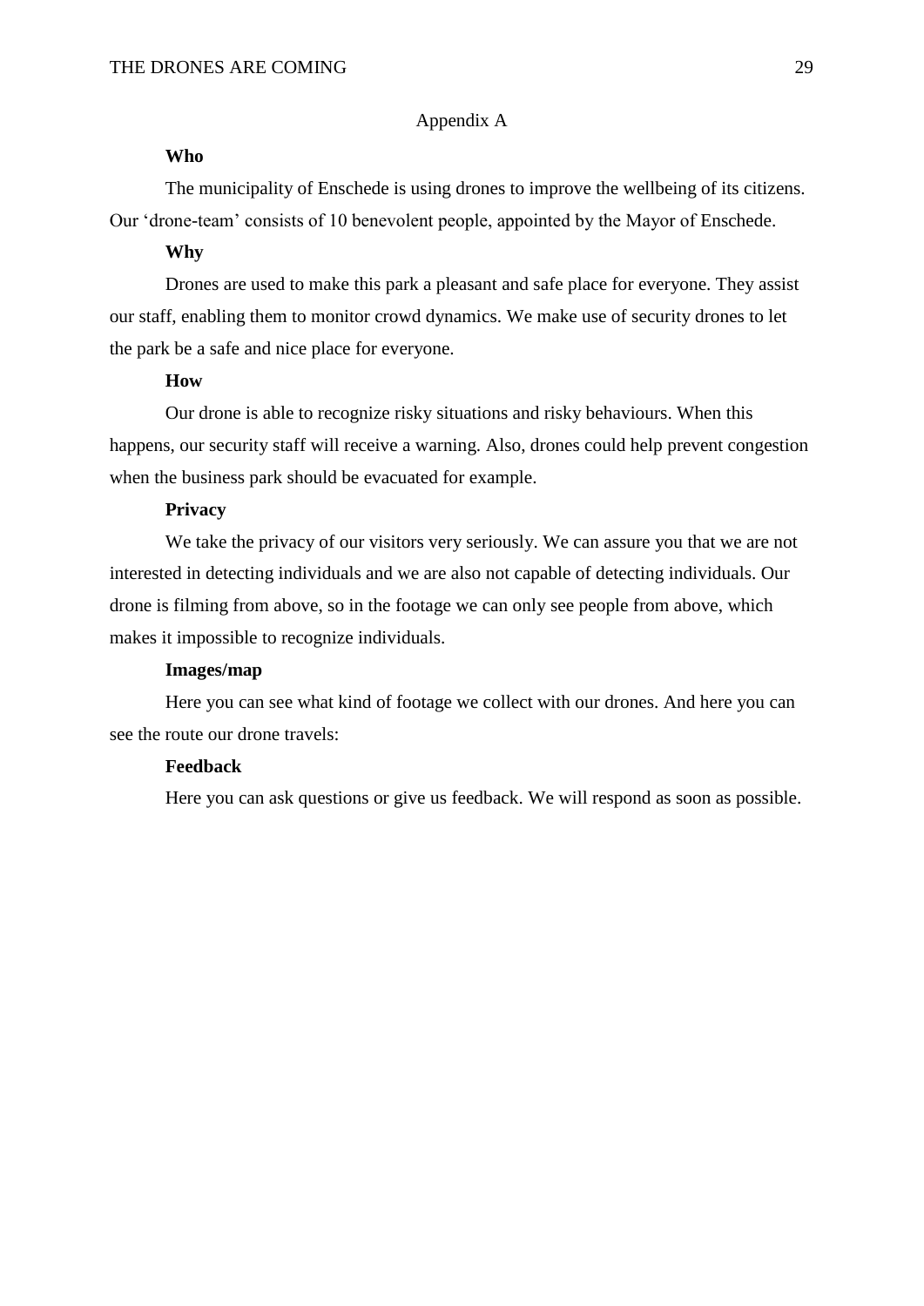# Appendix A

**Who**

The municipality of Enschede is using drones to improve the wellbeing of its citizens. Our 'drone-team' consists of 10 benevolent people, appointed by the Mayor of Enschede.

**Why**

Drones are used to make this park a pleasant and safe place for everyone. They assist our staff, enabling them to monitor crowd dynamics. We make use of security drones to let the park be a safe and nice place for everyone.

**How**

Our drone is able to recognize risky situations and risky behaviours. When this happens, our security staff will receive a warning. Also, drones could help prevent congestion when the business park should be evacuated for example.

**Privacy**

We take the privacy of our visitors very seriously. We can assure you that we are not interested in detecting individuals and we are also not capable of detecting individuals. Our drone is filming from above, so in the footage we can only see people from above, which makes it impossible to recognize individuals.

**Images/map**

Here you can see what kind of footage we collect with our drones. And here you can see the route our drone travels:

**Feedback**

Here you can ask questions or give us feedback. We will respond as soon as possible.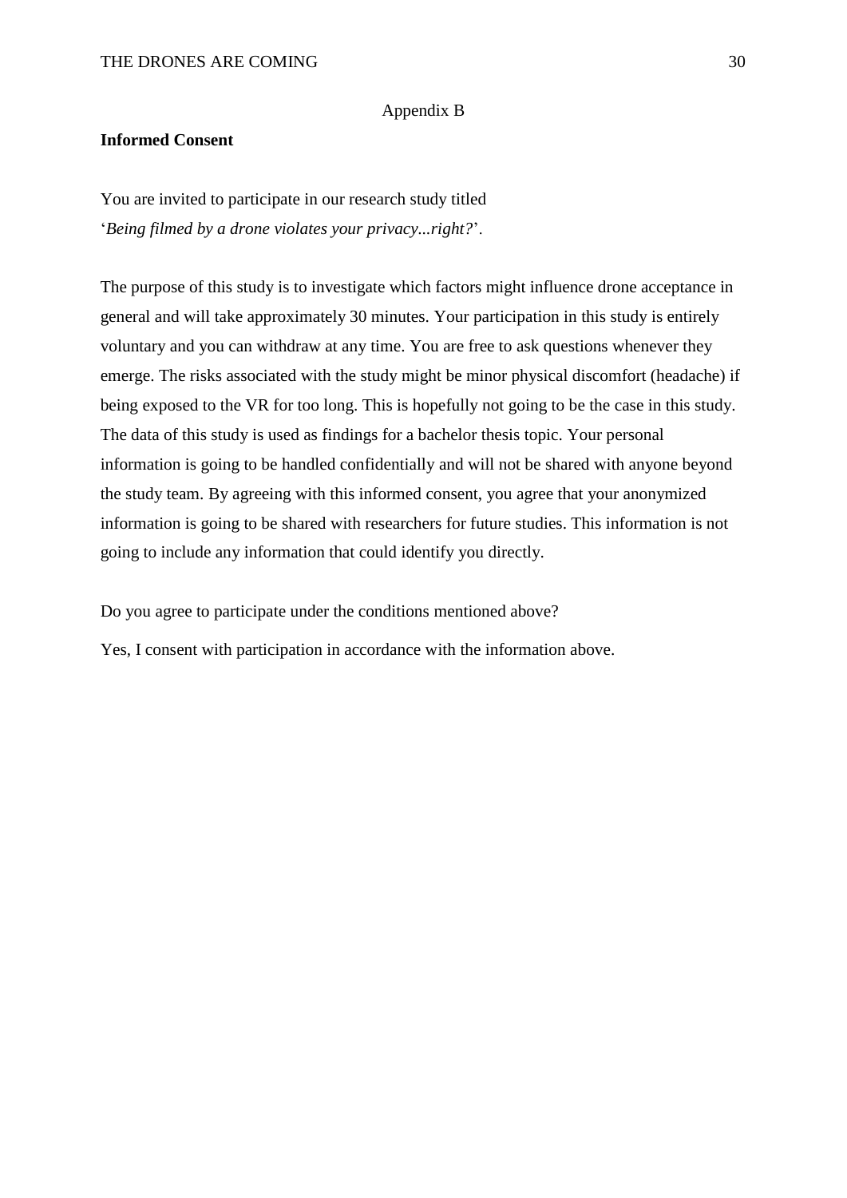Appendix B

**Informed Consent**

You are invited to participate in our research study titled
'*Being filmed by a drone violates your privacy...right?*'.

The purpose of this study is to investigate which factors might influence drone acceptance in general and will take approximately 30 minutes. Your participation in this study is entirely voluntary and you can withdraw at any time. You are free to ask questions whenever they emerge. The risks associated with the study might be minor physical discomfort (headache) if being exposed to the VR for too long. This is hopefully not going to be the case in this study. The data of this study is used as findings for a bachelor thesis topic. Your personal information is going to be handled confidentially and will not be shared with anyone beyond the study team. By agreeing with this informed consent, you agree that your anonymized information is going to be shared with researchers for future studies. This information is not going to include any information that could identify you directly.

Do you agree to participate under the conditions mentioned above?

Yes, I consent with participation in accordance with the information above.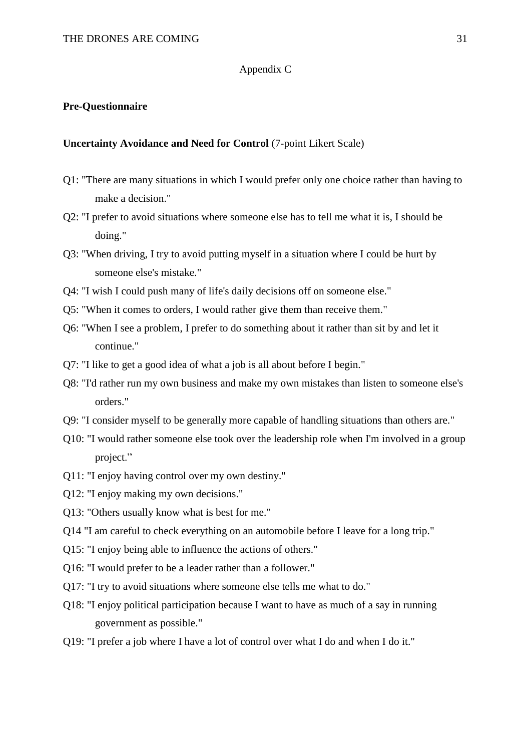Appendix C

**Pre-Questionnaire**

**Uncertainty Avoidance and Need for Control** (7-point Likert Scale)

Q1: "There are many situations in which I would prefer only one choice rather than having to make a decision."

Q2: "I prefer to avoid situations where someone else has to tell me what it is, I should be doing."

Q3: "When driving, I try to avoid putting myself in a situation where I could be hurt by someone else's mistake."

Q4: "I wish I could push many of life's daily decisions off on someone else."

Q5: "When it comes to orders, I would rather give them than receive them."

Q6: "When I see a problem, I prefer to do something about it rather than sit by and let it continue."

Q7: "I like to get a good idea of what a job is all about before I begin."

Q8: "I'd rather run my own business and make my own mistakes than listen to someone else's orders."

Q9: "I consider myself to be generally more capable of handling situations than others are."

Q10: "I would rather someone else took over the leadership role when I'm involved in a group project."

Q11: "I enjoy having control over my own destiny."

Q12: "I enjoy making my own decisions."

Q13: "Others usually know what is best for me."

Q14 "I am careful to check everything on an automobile before I leave for a long trip."

Q15: "I enjoy being able to influence the actions of others."

Q16: "I would prefer to be a leader rather than a follower."

Q17: "I try to avoid situations where someone else tells me what to do."

Q18: "I enjoy political participation because I want to have as much of a say in running government as possible."

Q19: "I prefer a job where I have a lot of control over what I do and when I do it."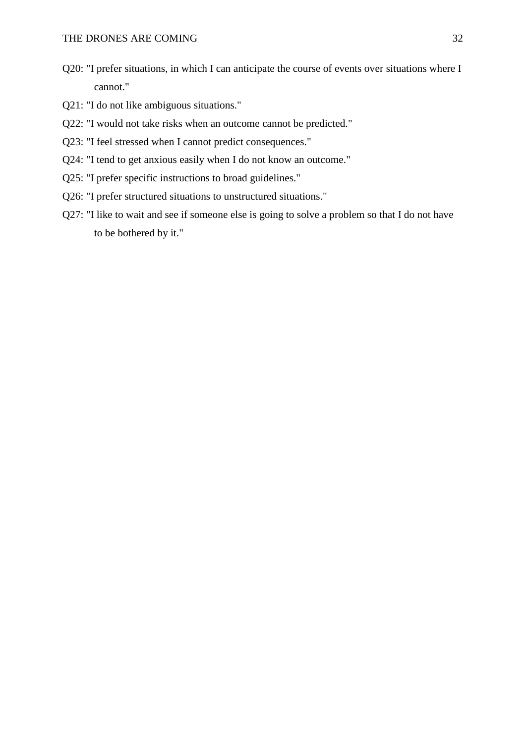Q20: "I prefer situations, in which I can anticipate the course of events over situations where I cannot."

Q21: "I do not like ambiguous situations."

Q22: "I would not take risks when an outcome cannot be predicted."

Q23: "I feel stressed when I cannot predict consequences."

Q24: "I tend to get anxious easily when I do not know an outcome."

Q25: "I prefer specific instructions to broad guidelines."

Q26: "I prefer structured situations to unstructured situations."

Q27: "I like to wait and see if someone else is going to solve a problem so that I do not have to be bothered by it."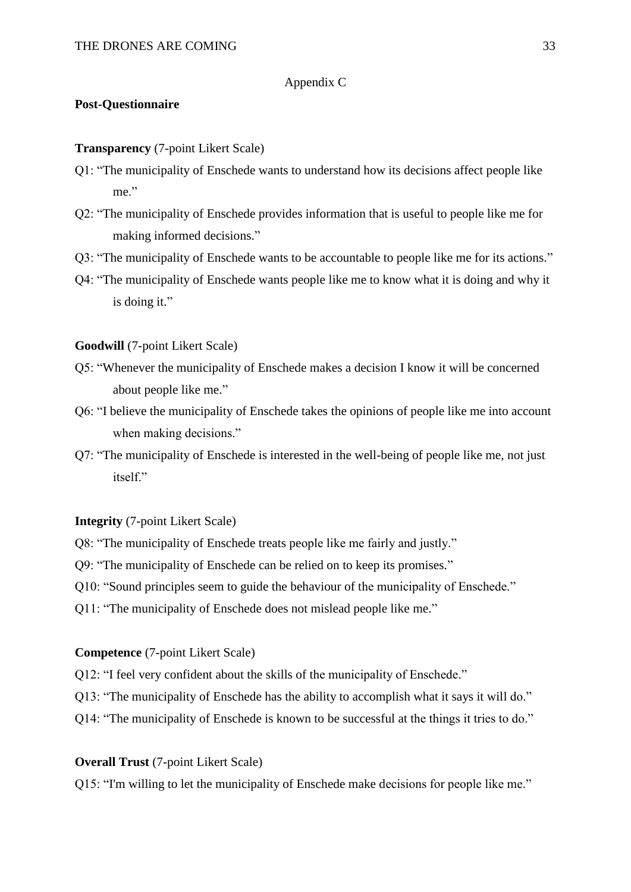Appendix C

**Post-Questionnaire**

**Transparency** (7-point Likert Scale)

Q1: "The municipality of Enschede wants to understand how its decisions affect people like me."

Q2: "The municipality of Enschede provides information that is useful to people like me for making informed decisions."

Q3: "The municipality of Enschede wants to be accountable to people like me for its actions."

Q4: "The municipality of Enschede wants people like me to know what it is doing and why it is doing it."

**Goodwill** (7-point Likert Scale)

Q5: "Whenever the municipality of Enschede makes a decision I know it will be concerned about people like me."

Q6: "I believe the municipality of Enschede takes the opinions of people like me into account when making decisions."

Q7: "The municipality of Enschede is interested in the well-being of people like me, not just itself."

**Integrity** (7-point Likert Scale)

Q8: "The municipality of Enschede treats people like me fairly and justly."

Q9: "The municipality of Enschede can be relied on to keep its promises."

Q10: "Sound principles seem to guide the behaviour of the municipality of Enschede."

Q11: "The municipality of Enschede does not mislead people like me."

**Competence** (7-point Likert Scale)

Q12: "I feel very confident about the skills of the municipality of Enschede."

Q13: "The municipality of Enschede has the ability to accomplish what it says it will do."

Q14: "The municipality of Enschede is known to be successful at the things it tries to do."

**Overall Trust** (7-point Likert Scale)

Q15: "I'm willing to let the municipality of Enschede make decisions for people like me."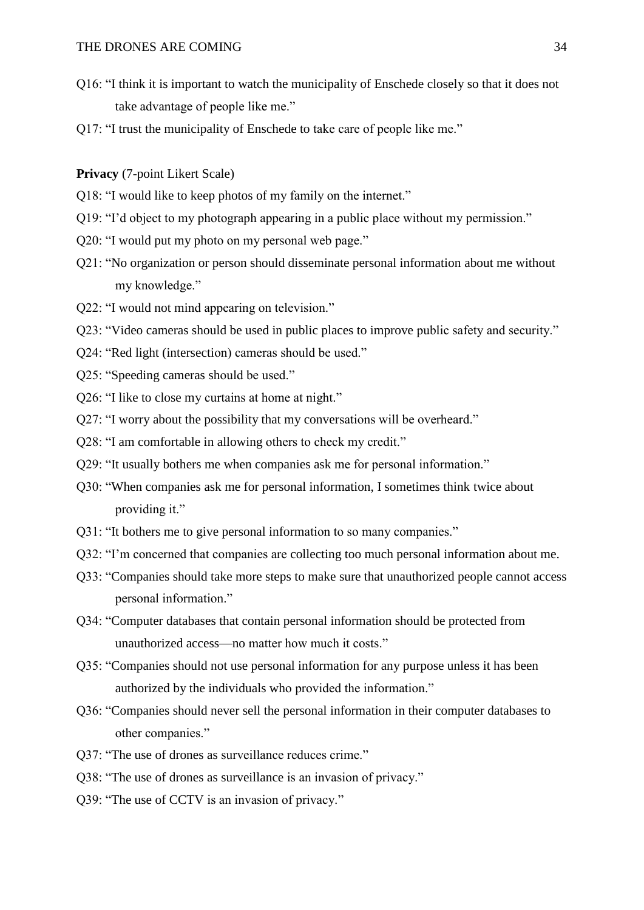Q16: "I think it is important to watch the municipality of Enschede closely so that it does not take advantage of people like me."

Q17: "I trust the municipality of Enschede to take care of people like me."

**Privacy** (7-point Likert Scale)

Q18: "I would like to keep photos of my family on the internet."

Q19: "I'd object to my photograph appearing in a public place without my permission."

Q20: "I would put my photo on my personal web page."

Q21: "No organization or person should disseminate personal information about me without my knowledge."

Q22: "I would not mind appearing on television."

Q23: "Video cameras should be used in public places to improve public safety and security."

Q24: "Red light (intersection) cameras should be used."

Q25: "Speeding cameras should be used."

Q26: "I like to close my curtains at home at night."

Q27: "I worry about the possibility that my conversations will be overheard."

Q28: "I am comfortable in allowing others to check my credit."

Q29: "It usually bothers me when companies ask me for personal information."

Q30: "When companies ask me for personal information, I sometimes think twice about providing it."

Q31: "It bothers me to give personal information to so many companies."

Q32: "I'm concerned that companies are collecting too much personal information about me.

Q33: "Companies should take more steps to make sure that unauthorized people cannot access personal information."

Q34: "Computer databases that contain personal information should be protected from unauthorized access—no matter how much it costs."

Q35: "Companies should not use personal information for any purpose unless it has been authorized by the individuals who provided the information."

Q36: "Companies should never sell the personal information in their computer databases to other companies."

Q37: "The use of drones as surveillance reduces crime."

Q38: "The use of drones as surveillance is an invasion of privacy."

Q39: "The use of CCTV is an invasion of privacy."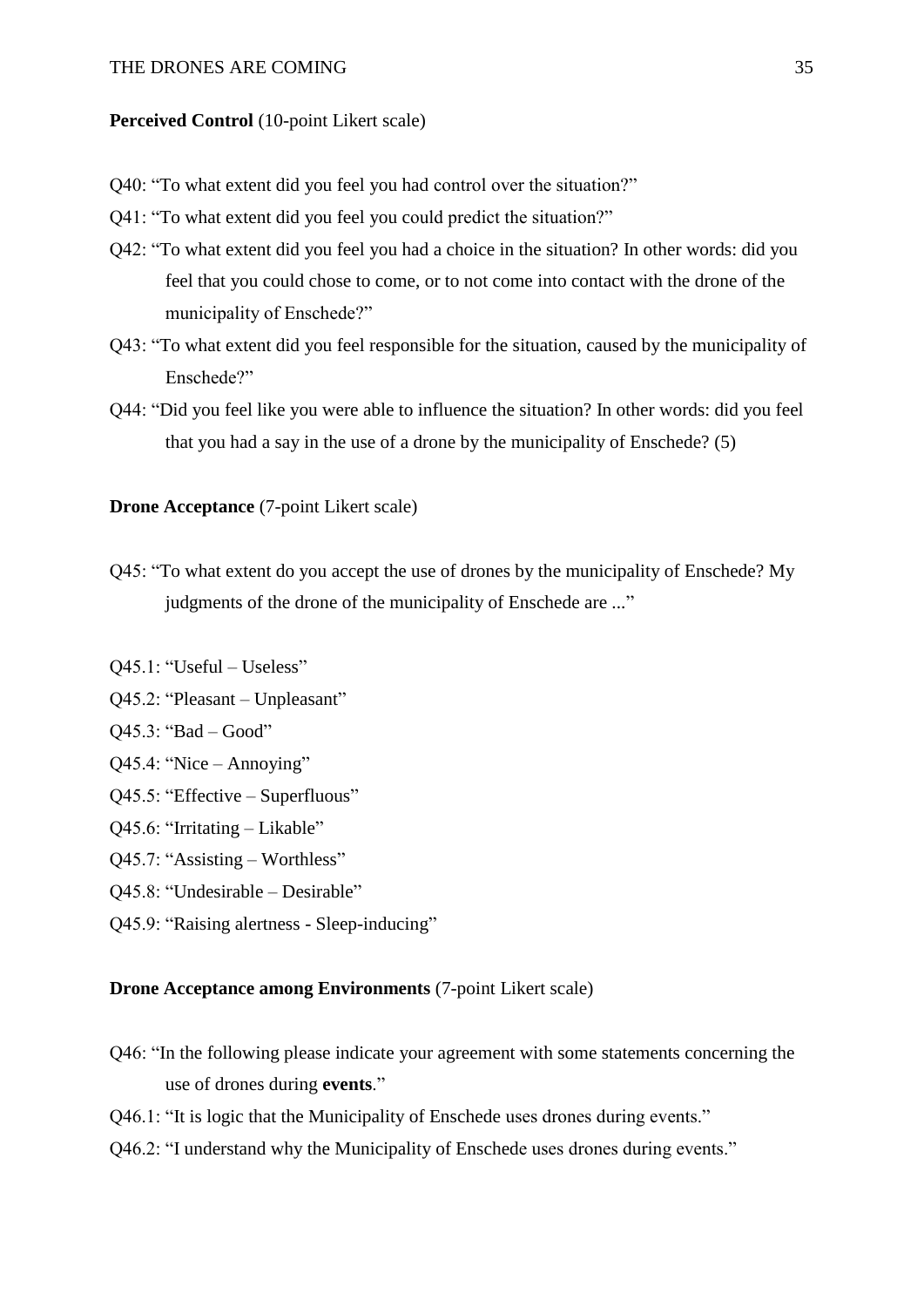**Perceived Control** (10-point Likert scale)

Q40: "To what extent did you feel you had control over the situation?"

Q41: "To what extent did you feel you could predict the situation?"

Q42: "To what extent did you feel you had a choice in the situation? In other words: did you feel that you could chose to come, or to not come into contact with the drone of the municipality of Enschede?"

Q43: "To what extent did you feel responsible for the situation, caused by the municipality of Enschede?"

Q44: "Did you feel like you were able to influence the situation? In other words: did you feel that you had a say in the use of a drone by the municipality of Enschede? (5)

**Drone Acceptance** (7-point Likert scale)

Q45: "To what extent do you accept the use of drones by the municipality of Enschede? My judgments of the drone of the municipality of Enschede are ..."

Q45.1: "Useful – Useless"

Q45.2: "Pleasant – Unpleasant"

Q45.3: "Bad – Good"

Q45.4: "Nice – Annoying"

Q45.5: "Effective – Superfluous"

Q45.6: "Irritating – Likable"

Q45.7: "Assisting – Worthless"

Q45.8: "Undesirable – Desirable"

Q45.9: "Raising alertness - Sleep-inducing"

**Drone Acceptance among Environments** (7-point Likert scale)

Q46: "In the following please indicate your agreement with some statements concerning the use of drones during **events**."

Q46.1: "It is logic that the Municipality of Enschede uses drones during events."

Q46.2: "I understand why the Municipality of Enschede uses drones during events."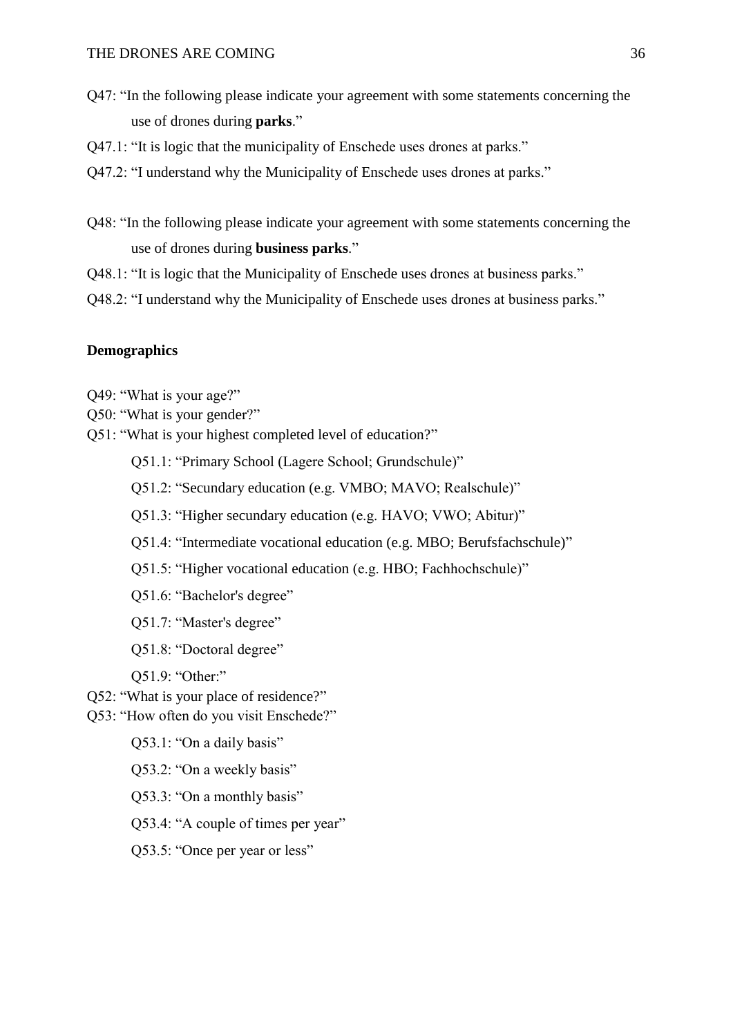Q47: "In the following please indicate your agreement with some statements concerning the use of drones during **parks**."

Q47.1: "It is logic that the municipality of Enschede uses drones at parks."

Q47.2: "I understand why the Municipality of Enschede uses drones at parks."

Q48: "In the following please indicate your agreement with some statements concerning the use of drones during **business parks**."

Q48.1: "It is logic that the Municipality of Enschede uses drones at business parks."

Q48.2: "I understand why the Municipality of Enschede uses drones at business parks."

**Demographics**

Q49: "What is your age?"

Q50: "What is your gender?"

Q51: "What is your highest completed level of education?"

- Q51.1: "Primary School (Lagere School; Grundschule)"
- Q51.2: "Secundary education (e.g. VMBO; MAVO; Realschule)"
- Q51.3: "Higher secundary education (e.g. HAVO; VWO; Abitur)"
- Q51.4: "Intermediate vocational education (e.g. MBO; Berufsfachschule)"
- Q51.5: "Higher vocational education (e.g. HBO; Fachhochschule)"
- Q51.6: "Bachelor's degree"
- Q51.7: "Master's degree"
- Q51.8: "Doctoral degree"
- Q51.9: "Other:"

Q52: "What is your place of residence?"

Q53: "How often do you visit Enschede?"

- Q53.1: "On a daily basis"
- Q53.2: "On a weekly basis"
- Q53.3: "On a monthly basis"
- Q53.4: "A couple of times per year"
- Q53.5: "Once per year or less"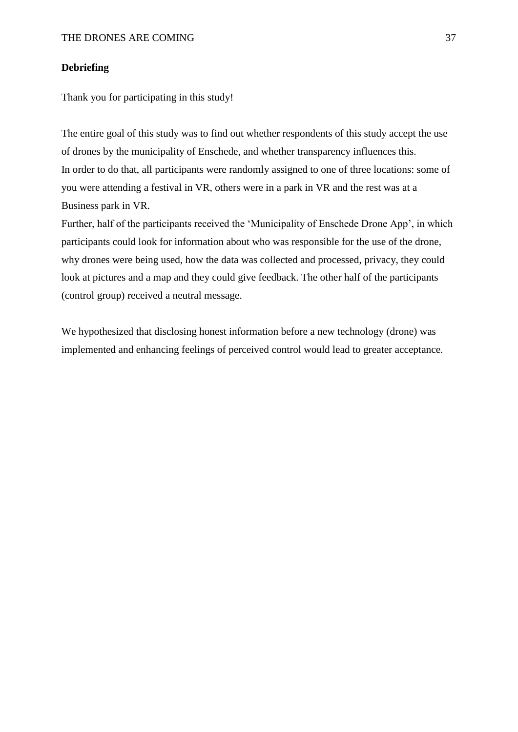**Debriefing**

Thank you for participating in this study!

The entire goal of this study was to find out whether respondents of this study accept the use of drones by the municipality of Enschede, and whether transparency influences this.
In order to do that, all participants were randomly assigned to one of three locations: some of you were attending a festival in VR, others were in a park in VR and the rest was at a Business park in VR.
Further, half of the participants received the 'Municipality of Enschede Drone App', in which participants could look for information about who was responsible for the use of the drone, why drones were being used, how the data was collected and processed, privacy, they could look at pictures and a map and they could give feedback. The other half of the participants (control group) received a neutral message.

We hypothesized that disclosing honest information before a new technology (drone) was implemented and enhancing feelings of perceived control would lead to greater acceptance.